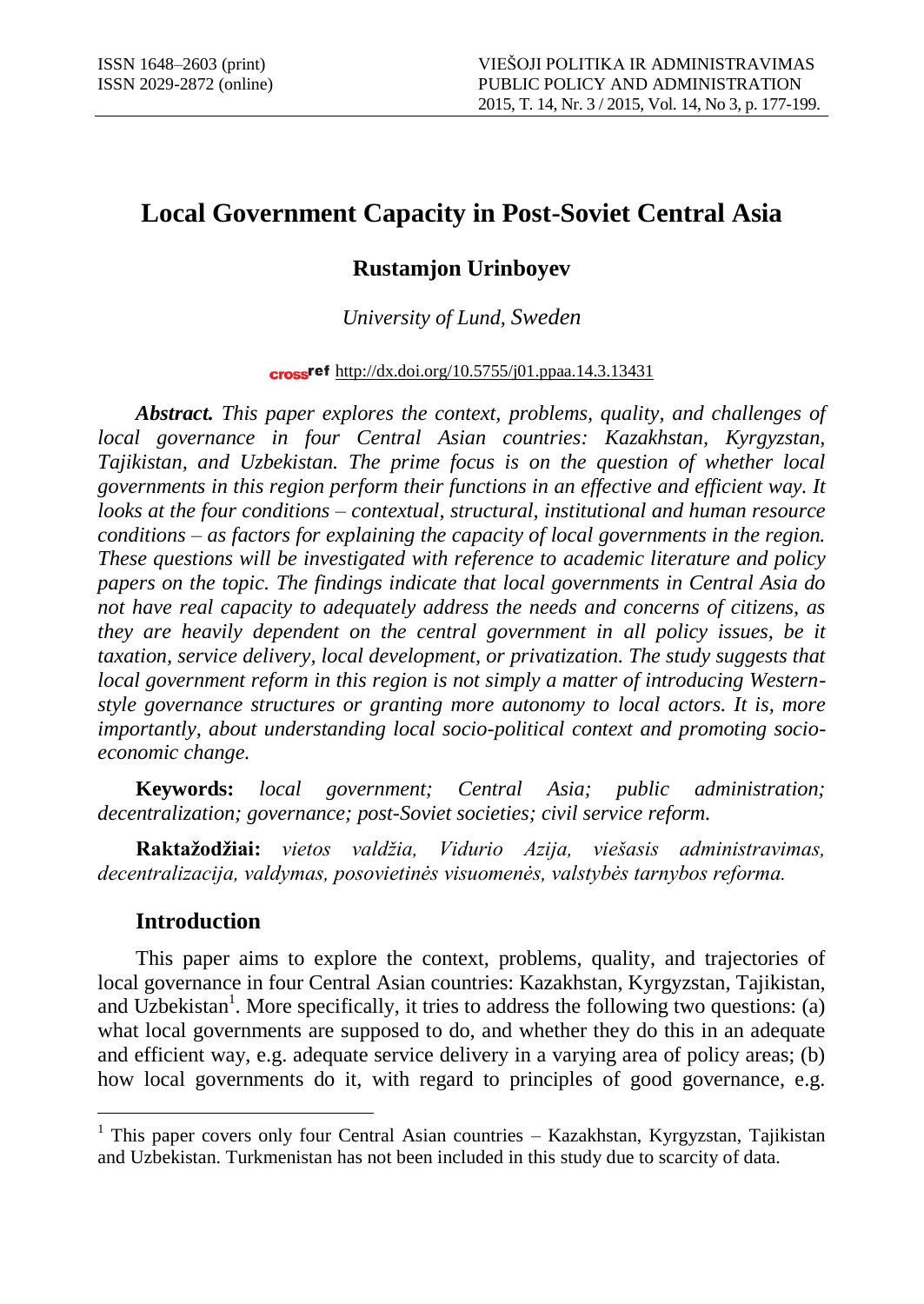ISSN 1648–2603 (print)
ISSN 2029-2872 (online)

VIEŠOJI POLITIKA IR ADMINISTRAVIMAS
PUBLIC POLICY AND ADMINISTRATION
2015, T. 14, Nr. 3 / 2015, Vol. 14, No 3, p. 177-199.

# Local Government Capacity in Post-Soviet Central Asia

**Rustamjon Urinboyev**

*University of Lund, Sweden*

crossref http://dx.doi.org/10.5755/j01.ppaa.14.3.13431

***Abstract.*** *This paper explores the context, problems, quality, and challenges of local governance in four Central Asian countries: Kazakhstan, Kyrgyzstan, Tajikistan, and Uzbekistan. The prime focus is on the question of whether local governments in this region perform their functions in an effective and efficient way. It looks at the four conditions – contextual, structural, institutional and human resource conditions – as factors for explaining the capacity of local governments in the region. These questions will be investigated with reference to academic literature and policy papers on the topic. The findings indicate that local governments in Central Asia do not have real capacity to adequately address the needs and concerns of citizens, as they are heavily dependent on the central government in all policy issues, be it taxation, service delivery, local development, or privatization. The study suggests that local government reform in this region is not simply a matter of introducing Western-style governance structures or granting more autonomy to local actors. It is, more importantly, about understanding local socio-political context and promoting socio-economic change.*

**Keywords:** *local government; Central Asia; public administration; decentralization; governance; post-Soviet societies; civil service reform.*

**Raktažodžiai:** *vietos valdžia, Vidurio Azija, viešasis administravimas, decentralizacija, valdymas, posovietinės visuomenės, valstybės tarnybos reforma.*

## Introduction

This paper aims to explore the context, problems, quality, and trajectories of local governance in four Central Asian countries: Kazakhstan, Kyrgyzstan, Tajikistan, and Uzbekistan[1]. More specifically, it tries to address the following two questions: (a) what local governments are supposed to do, and whether they do this in an adequate and efficient way, e.g. adequate service delivery in a varying area of policy areas; (b) how local governments do it, with regard to principles of good governance, e.g.

[1] This paper covers only four Central Asian countries – Kazakhstan, Kyrgyzstan, Tajikistan and Uzbekistan. Turkmenistan has not been included in this study due to scarcity of data.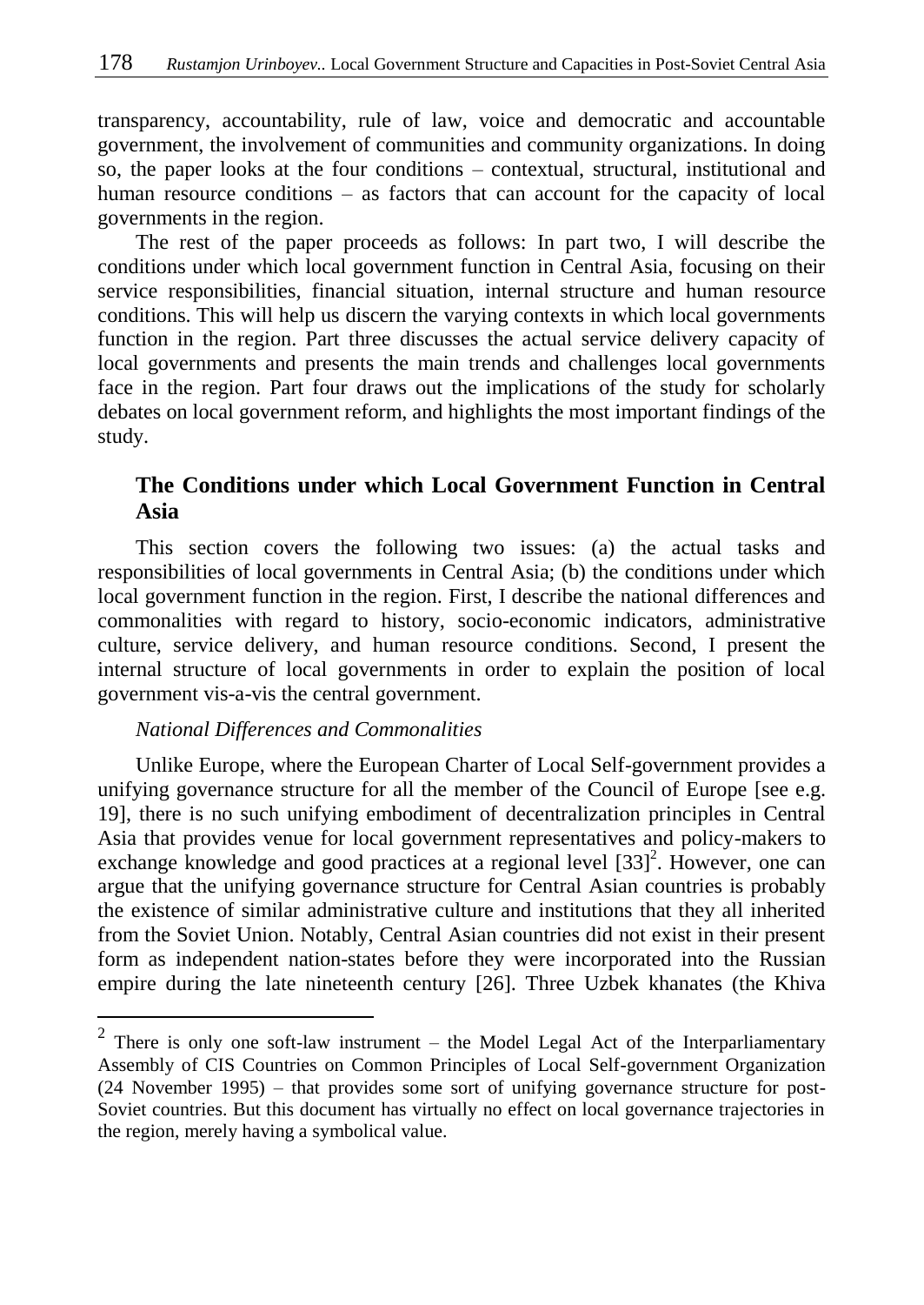transparency, accountability, rule of law, voice and democratic and accountable government, the involvement of communities and community organizations. In doing so, the paper looks at the four conditions – contextual, structural, institutional and human resource conditions – as factors that can account for the capacity of local governments in the region.

The rest of the paper proceeds as follows: In part two, I will describe the conditions under which local government function in Central Asia, focusing on their service responsibilities, financial situation, internal structure and human resource conditions. This will help us discern the varying contexts in which local governments function in the region. Part three discusses the actual service delivery capacity of local governments and presents the main trends and challenges local governments face in the region. Part four draws out the implications of the study for scholarly debates on local government reform, and highlights the most important findings of the study.

## The Conditions under which Local Government Function in Central Asia

This section covers the following two issues: (a) the actual tasks and responsibilities of local governments in Central Asia; (b) the conditions under which local government function in the region. First, I describe the national differences and commonalities with regard to history, socio-economic indicators, administrative culture, service delivery, and human resource conditions. Second, I present the internal structure of local governments in order to explain the position of local government vis-a-vis the central government.

### *National Differences and Commonalities*

Unlike Europe, where the European Charter of Local Self-government provides a unifying governance structure for all the member of the Council of Europe [see e.g. 19], there is no such unifying embodiment of decentralization principles in Central Asia that provides venue for local government representatives and policy-makers to exchange knowledge and good practices at a regional level [33][2]. However, one can argue that the unifying governance structure for Central Asian countries is probably the existence of similar administrative culture and institutions that they all inherited from the Soviet Union. Notably, Central Asian countries did not exist in their present form as independent nation-states before they were incorporated into the Russian empire during the late nineteenth century [26]. Three Uzbek khanates (the Khiva

---

[2] There is only one soft-law instrument – the Model Legal Act of the Interparliamentary Assembly of CIS Countries on Common Principles of Local Self-government Organization (24 November 1995) – that provides some sort of unifying governance structure for post-Soviet countries. But this document has virtually no effect on local governance trajectories in the region, merely having a symbolical value.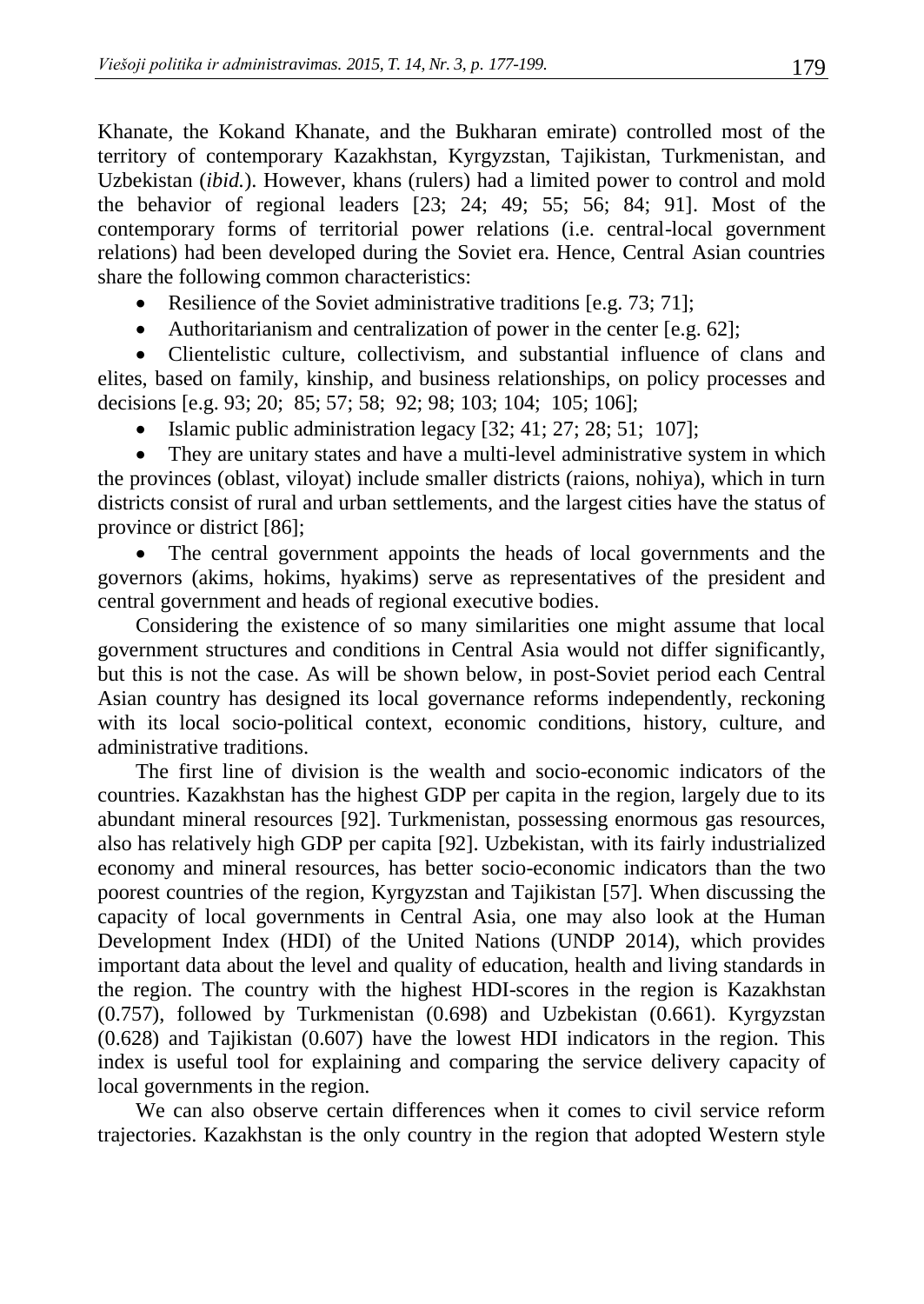Khanate, the Kokand Khanate, and the Bukharan emirate) controlled most of the territory of contemporary Kazakhstan, Kyrgyzstan, Tajikistan, Turkmenistan, and Uzbekistan (*ibid.*). However, khans (rulers) had a limited power to control and mold the behavior of regional leaders [23; 24; 49; 55; 56; 84; 91]. Most of the contemporary forms of territorial power relations (i.e. central-local government relations) had been developed during the Soviet era. Hence, Central Asian countries share the following common characteristics:

- Resilience of the Soviet administrative traditions [e.g. 73; 71];
- Authoritarianism and centralization of power in the center [e.g. 62];
- Clientelistic culture, collectivism, and substantial influence of clans and elites, based on family, kinship, and business relationships, on policy processes and decisions [e.g. 93; 20; 85; 57; 58; 92; 98; 103; 104; 105; 106];
- Islamic public administration legacy [32; 41; 27; 28; 51; 107];
- They are unitary states and have a multi-level administrative system in which the provinces (oblast, viloyat) include smaller districts (raions, nohiya), which in turn districts consist of rural and urban settlements, and the largest cities have the status of province or district [86];
- The central government appoints the heads of local governments and the governors (akims, hokims, hyakims) serve as representatives of the president and central government and heads of regional executive bodies.

Considering the existence of so many similarities one might assume that local government structures and conditions in Central Asia would not differ significantly, but this is not the case. As will be shown below, in post-Soviet period each Central Asian country has designed its local governance reforms independently, reckoning with its local socio-political context, economic conditions, history, culture, and administrative traditions.

The first line of division is the wealth and socio-economic indicators of the countries. Kazakhstan has the highest GDP per capita in the region, largely due to its abundant mineral resources [92]. Turkmenistan, possessing enormous gas resources, also has relatively high GDP per capita [92]. Uzbekistan, with its fairly industrialized economy and mineral resources, has better socio-economic indicators than the two poorest countries of the region, Kyrgyzstan and Tajikistan [57]. When discussing the capacity of local governments in Central Asia, one may also look at the Human Development Index (HDI) of the United Nations (UNDP 2014), which provides important data about the level and quality of education, health and living standards in the region. The country with the highest HDI-scores in the region is Kazakhstan (0.757), followed by Turkmenistan (0.698) and Uzbekistan (0.661). Kyrgyzstan (0.628) and Tajikistan (0.607) have the lowest HDI indicators in the region. This index is useful tool for explaining and comparing the service delivery capacity of local governments in the region.

We can also observe certain differences when it comes to civil service reform trajectories. Kazakhstan is the only country in the region that adopted Western style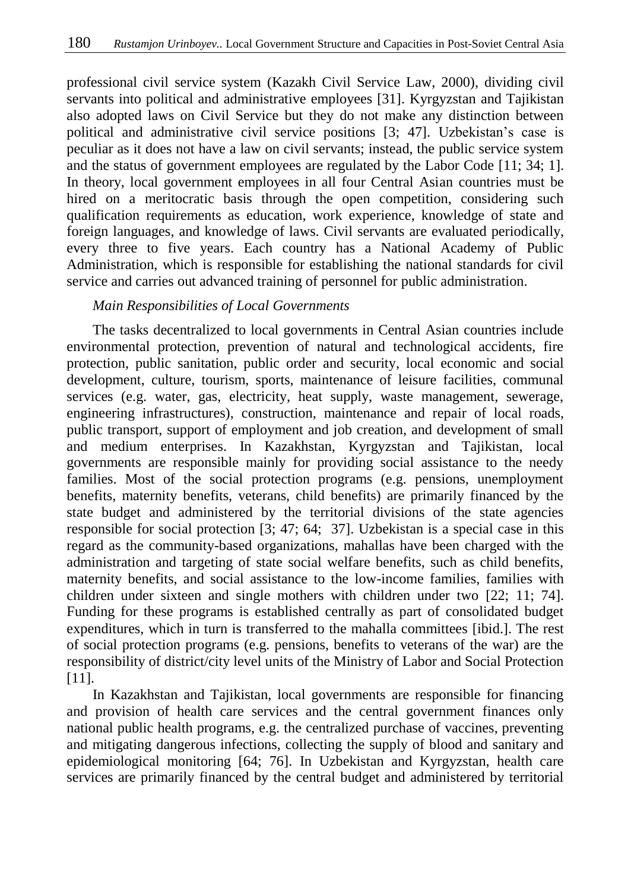professional civil service system (Kazakh Civil Service Law, 2000), dividing civil servants into political and administrative employees [31]. Kyrgyzstan and Tajikistan also adopted laws on Civil Service but they do not make any distinction between political and administrative civil service positions [3; 47]. Uzbekistan's case is peculiar as it does not have a law on civil servants; instead, the public service system and the status of government employees are regulated by the Labor Code [11; 34; 1]. In theory, local government employees in all four Central Asian countries must be hired on a meritocratic basis through the open competition, considering such qualification requirements as education, work experience, knowledge of state and foreign languages, and knowledge of laws. Civil servants are evaluated periodically, every three to five years. Each country has a National Academy of Public Administration, which is responsible for establishing the national standards for civil service and carries out advanced training of personnel for public administration.

*Main Responsibilities of Local Governments*

The tasks decentralized to local governments in Central Asian countries include environmental protection, prevention of natural and technological accidents, fire protection, public sanitation, public order and security, local economic and social development, culture, tourism, sports, maintenance of leisure facilities, communal services (e.g. water, gas, electricity, heat supply, waste management, sewerage, engineering infrastructures), construction, maintenance and repair of local roads, public transport, support of employment and job creation, and development of small and medium enterprises. In Kazakhstan, Kyrgyzstan and Tajikistan, local governments are responsible mainly for providing social assistance to the needy families. Most of the social protection programs (e.g. pensions, unemployment benefits, maternity benefits, veterans, child benefits) are primarily financed by the state budget and administered by the territorial divisions of the state agencies responsible for social protection [3; 47; 64; 37]. Uzbekistan is a special case in this regard as the community-based organizations, mahallas have been charged with the administration and targeting of state social welfare benefits, such as child benefits, maternity benefits, and social assistance to the low-income families, families with children under sixteen and single mothers with children under two [22; 11; 74]. Funding for these programs is established centrally as part of consolidated budget expenditures, which in turn is transferred to the mahalla committees [ibid.]. The rest of social protection programs (e.g. pensions, benefits to veterans of the war) are the responsibility of district/city level units of the Ministry of Labor and Social Protection [11].

In Kazakhstan and Tajikistan, local governments are responsible for financing and provision of health care services and the central government finances only national public health programs, e.g. the centralized purchase of vaccines, preventing and mitigating dangerous infections, collecting the supply of blood and sanitary and epidemiological monitoring [64; 76]. In Uzbekistan and Kyrgyzstan, health care services are primarily financed by the central budget and administered by territorial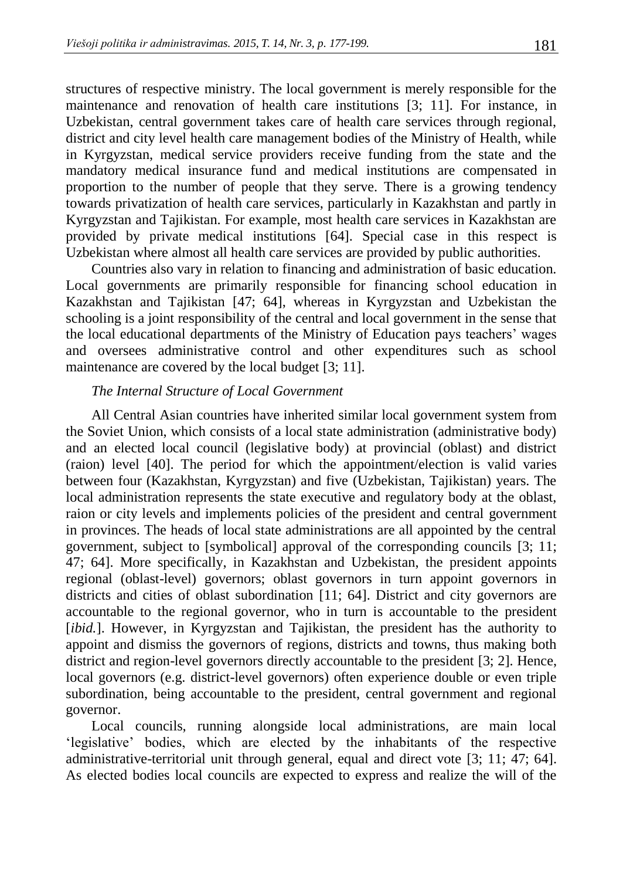structures of respective ministry. The local government is merely responsible for the maintenance and renovation of health care institutions [3; 11]. For instance, in Uzbekistan, central government takes care of health care services through regional, district and city level health care management bodies of the Ministry of Health, while in Kyrgyzstan, medical service providers receive funding from the state and the mandatory medical insurance fund and medical institutions are compensated in proportion to the number of people that they serve. There is a growing tendency towards privatization of health care services, particularly in Kazakhstan and partly in Kyrgyzstan and Tajikistan. For example, most health care services in Kazakhstan are provided by private medical institutions [64]. Special case in this respect is Uzbekistan where almost all health care services are provided by public authorities.

Countries also vary in relation to financing and administration of basic education. Local governments are primarily responsible for financing school education in Kazakhstan and Tajikistan [47; 64], whereas in Kyrgyzstan and Uzbekistan the schooling is a joint responsibility of the central and local government in the sense that the local educational departments of the Ministry of Education pays teachers' wages and oversees administrative control and other expenditures such as school maintenance are covered by the local budget [3; 11].

### *The Internal Structure of Local Government*

All Central Asian countries have inherited similar local government system from the Soviet Union, which consists of a local state administration (administrative body) and an elected local council (legislative body) at provincial (oblast) and district (raion) level [40]. The period for which the appointment/election is valid varies between four (Kazakhstan, Kyrgyzstan) and five (Uzbekistan, Tajikistan) years. The local administration represents the state executive and regulatory body at the oblast, raion or city levels and implements policies of the president and central government in provinces. The heads of local state administrations are all appointed by the central government, subject to [symbolical] approval of the corresponding councils [3; 11; 47; 64]. More specifically, in Kazakhstan and Uzbekistan, the president appoints regional (oblast-level) governors; oblast governors in turn appoint governors in districts and cities of oblast subordination [11; 64]. District and city governors are accountable to the regional governor, who in turn is accountable to the president [*ibid.*]. However, in Kyrgyzstan and Tajikistan, the president has the authority to appoint and dismiss the governors of regions, districts and towns, thus making both district and region-level governors directly accountable to the president [3; 2]. Hence, local governors (e.g. district-level governors) often experience double or even triple subordination, being accountable to the president, central government and regional governor.

Local councils, running alongside local administrations, are main local 'legislative' bodies, which are elected by the inhabitants of the respective administrative-territorial unit through general, equal and direct vote [3; 11; 47; 64]. As elected bodies local councils are expected to express and realize the will of the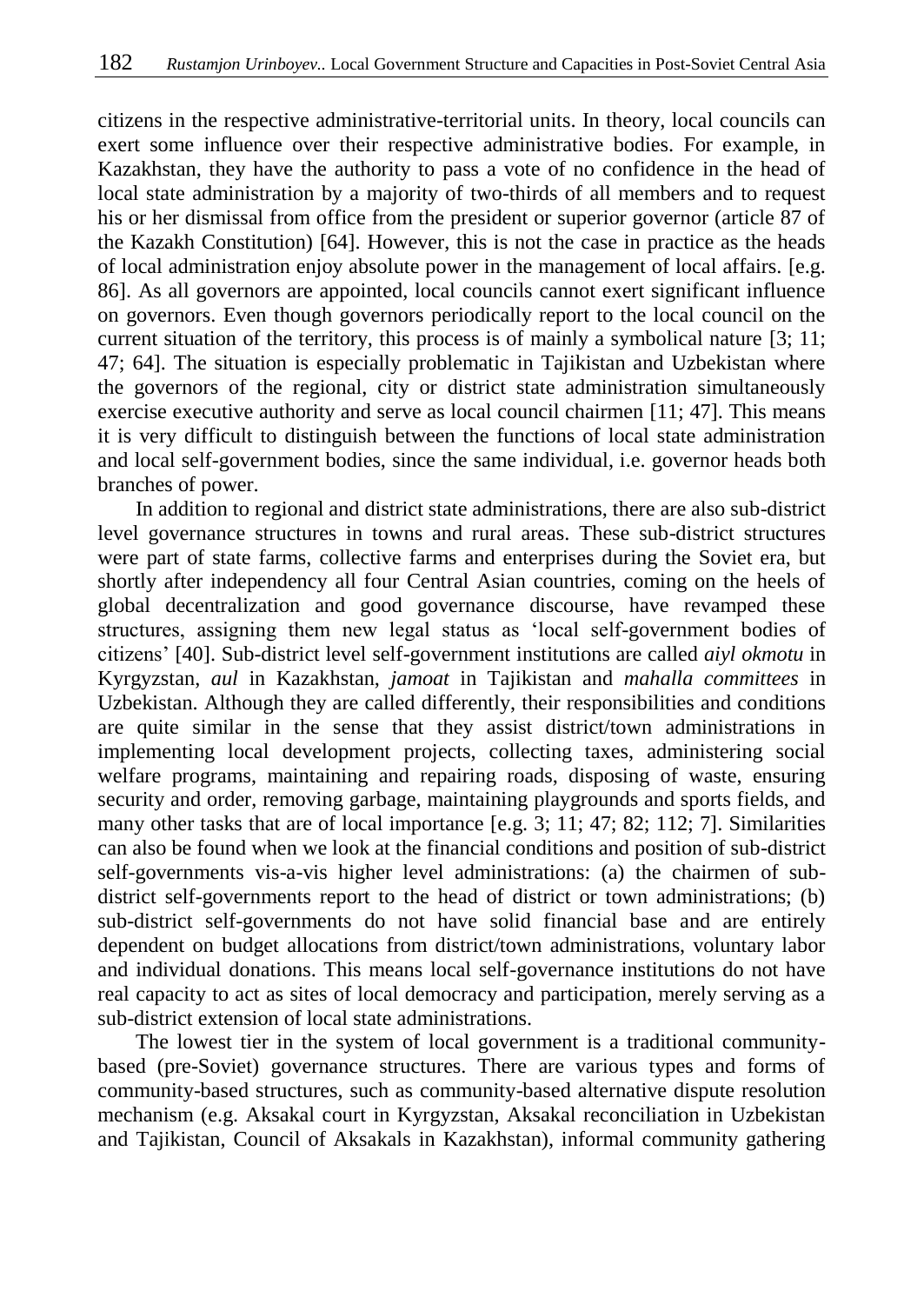citizens in the respective administrative-territorial units. In theory, local councils can exert some influence over their respective administrative bodies. For example, in Kazakhstan, they have the authority to pass a vote of no confidence in the head of local state administration by a majority of two-thirds of all members and to request his or her dismissal from office from the president or superior governor (article 87 of the Kazakh Constitution) [64]. However, this is not the case in practice as the heads of local administration enjoy absolute power in the management of local affairs. [e.g. 86]. As all governors are appointed, local councils cannot exert significant influence on governors. Even though governors periodically report to the local council on the current situation of the territory, this process is of mainly a symbolical nature [3; 11; 47; 64]. The situation is especially problematic in Tajikistan and Uzbekistan where the governors of the regional, city or district state administration simultaneously exercise executive authority and serve as local council chairmen [11; 47]. This means it is very difficult to distinguish between the functions of local state administration and local self-government bodies, since the same individual, i.e. governor heads both branches of power.

In addition to regional and district state administrations, there are also sub-district level governance structures in towns and rural areas. These sub-district structures were part of state farms, collective farms and enterprises during the Soviet era, but shortly after independency all four Central Asian countries, coming on the heels of global decentralization and good governance discourse, have revamped these structures, assigning them new legal status as 'local self-government bodies of citizens' [40]. Sub-district level self-government institutions are called *aiyl okmotu* in Kyrgyzstan, *aul* in Kazakhstan, *jamoat* in Tajikistan and *mahalla committees* in Uzbekistan. Although they are called differently, their responsibilities and conditions are quite similar in the sense that they assist district/town administrations in implementing local development projects, collecting taxes, administering social welfare programs, maintaining and repairing roads, disposing of waste, ensuring security and order, removing garbage, maintaining playgrounds and sports fields, and many other tasks that are of local importance [e.g. 3; 11; 47; 82; 112; 7]. Similarities can also be found when we look at the financial conditions and position of sub-district self-governments vis-a-vis higher level administrations: (a) the chairmen of sub-district self-governments report to the head of district or town administrations; (b) sub-district self-governments do not have solid financial base and are entirely dependent on budget allocations from district/town administrations, voluntary labor and individual donations. This means local self-governance institutions do not have real capacity to act as sites of local democracy and participation, merely serving as a sub-district extension of local state administrations.

The lowest tier in the system of local government is a traditional community-based (pre-Soviet) governance structures. There are various types and forms of community-based structures, such as community-based alternative dispute resolution mechanism (e.g. Aksakal court in Kyrgyzstan, Aksakal reconciliation in Uzbekistan and Tajikistan, Council of Aksakals in Kazakhstan), informal community gathering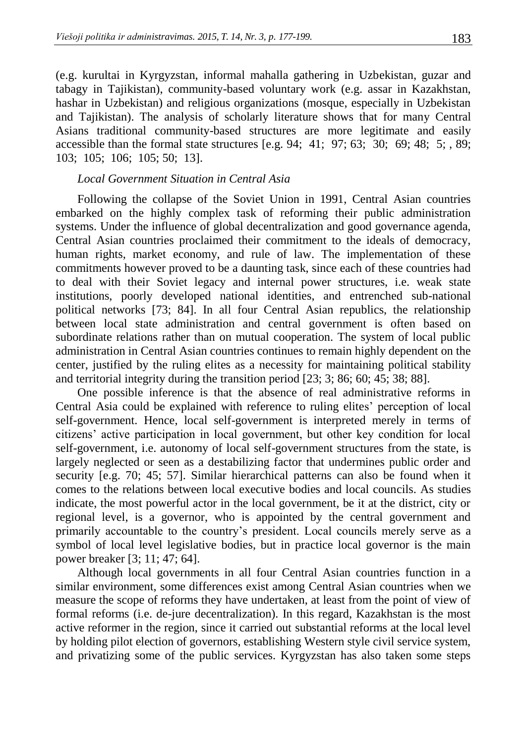(e.g. kurultai in Kyrgyzstan, informal mahalla gathering in Uzbekistan, guzar and tabagy in Tajikistan), community-based voluntary work (e.g. assar in Kazakhstan, hashar in Uzbekistan) and religious organizations (mosque, especially in Uzbekistan and Tajikistan). The analysis of scholarly literature shows that for many Central Asians traditional community-based structures are more legitimate and easily accessible than the formal state structures [e.g. 94; 41; 97; 63; 30; 69; 48; 5; , 89; 103; 105; 106; 105; 50; 13].

*Local Government Situation in Central Asia*

Following the collapse of the Soviet Union in 1991, Central Asian countries embarked on the highly complex task of reforming their public administration systems. Under the influence of global decentralization and good governance agenda, Central Asian countries proclaimed their commitment to the ideals of democracy, human rights, market economy, and rule of law. The implementation of these commitments however proved to be a daunting task, since each of these countries had to deal with their Soviet legacy and internal power structures, i.e. weak state institutions, poorly developed national identities, and entrenched sub-national political networks [73; 84]. In all four Central Asian republics, the relationship between local state administration and central government is often based on subordinate relations rather than on mutual cooperation. The system of local public administration in Central Asian countries continues to remain highly dependent on the center, justified by the ruling elites as a necessity for maintaining political stability and territorial integrity during the transition period [23; 3; 86; 60; 45; 38; 88].

One possible inference is that the absence of real administrative reforms in Central Asia could be explained with reference to ruling elites' perception of local self-government. Hence, local self-government is interpreted merely in terms of citizens' active participation in local government, but other key condition for local self-government, i.e. autonomy of local self-government structures from the state, is largely neglected or seen as a destabilizing factor that undermines public order and security [e.g. 70; 45; 57]. Similar hierarchical patterns can also be found when it comes to the relations between local executive bodies and local councils. As studies indicate, the most powerful actor in the local government, be it at the district, city or regional level, is a governor, who is appointed by the central government and primarily accountable to the country's president. Local councils merely serve as a symbol of local level legislative bodies, but in practice local governor is the main power breaker [3; 11; 47; 64].

Although local governments in all four Central Asian countries function in a similar environment, some differences exist among Central Asian countries when we measure the scope of reforms they have undertaken, at least from the point of view of formal reforms (i.e. de-jure decentralization). In this regard, Kazakhstan is the most active reformer in the region, since it carried out substantial reforms at the local level by holding pilot election of governors, establishing Western style civil service system, and privatizing some of the public services. Kyrgyzstan has also taken some steps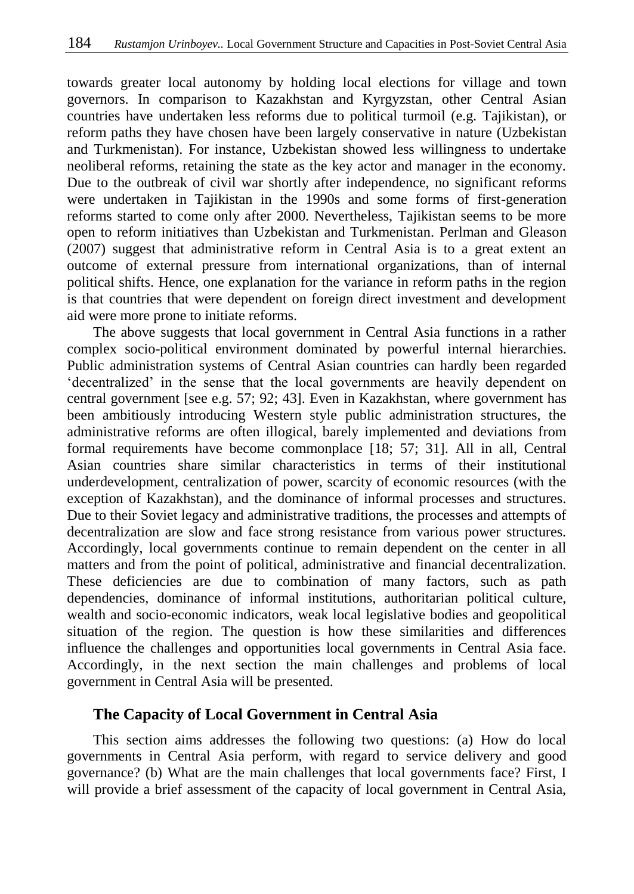towards greater local autonomy by holding local elections for village and town governors. In comparison to Kazakhstan and Kyrgyzstan, other Central Asian countries have undertaken less reforms due to political turmoil (e.g. Tajikistan), or reform paths they have chosen have been largely conservative in nature (Uzbekistan and Turkmenistan). For instance, Uzbekistan showed less willingness to undertake neoliberal reforms, retaining the state as the key actor and manager in the economy. Due to the outbreak of civil war shortly after independence, no significant reforms were undertaken in Tajikistan in the 1990s and some forms of first-generation reforms started to come only after 2000. Nevertheless, Tajikistan seems to be more open to reform initiatives than Uzbekistan and Turkmenistan. Perlman and Gleason (2007) suggest that administrative reform in Central Asia is to a great extent an outcome of external pressure from international organizations, than of internal political shifts. Hence, one explanation for the variance in reform paths in the region is that countries that were dependent on foreign direct investment and development aid were more prone to initiate reforms.

The above suggests that local government in Central Asia functions in a rather complex socio-political environment dominated by powerful internal hierarchies. Public administration systems of Central Asian countries can hardly been regarded 'decentralized' in the sense that the local governments are heavily dependent on central government [see e.g. 57; 92; 43]. Even in Kazakhstan, where government has been ambitiously introducing Western style public administration structures, the administrative reforms are often illogical, barely implemented and deviations from formal requirements have become commonplace [18; 57; 31]. All in all, Central Asian countries share similar characteristics in terms of their institutional underdevelopment, centralization of power, scarcity of economic resources (with the exception of Kazakhstan), and the dominance of informal processes and structures. Due to their Soviet legacy and administrative traditions, the processes and attempts of decentralization are slow and face strong resistance from various power structures. Accordingly, local governments continue to remain dependent on the center in all matters and from the point of political, administrative and financial decentralization. These deficiencies are due to combination of many factors, such as path dependencies, dominance of informal institutions, authoritarian political culture, wealth and socio-economic indicators, weak local legislative bodies and geopolitical situation of the region. The question is how these similarities and differences influence the challenges and opportunities local governments in Central Asia face. Accordingly, in the next section the main challenges and problems of local government in Central Asia will be presented.

## The Capacity of Local Government in Central Asia

This section aims addresses the following two questions: (a) How do local governments in Central Asia perform, with regard to service delivery and good governance? (b) What are the main challenges that local governments face? First, I will provide a brief assessment of the capacity of local government in Central Asia,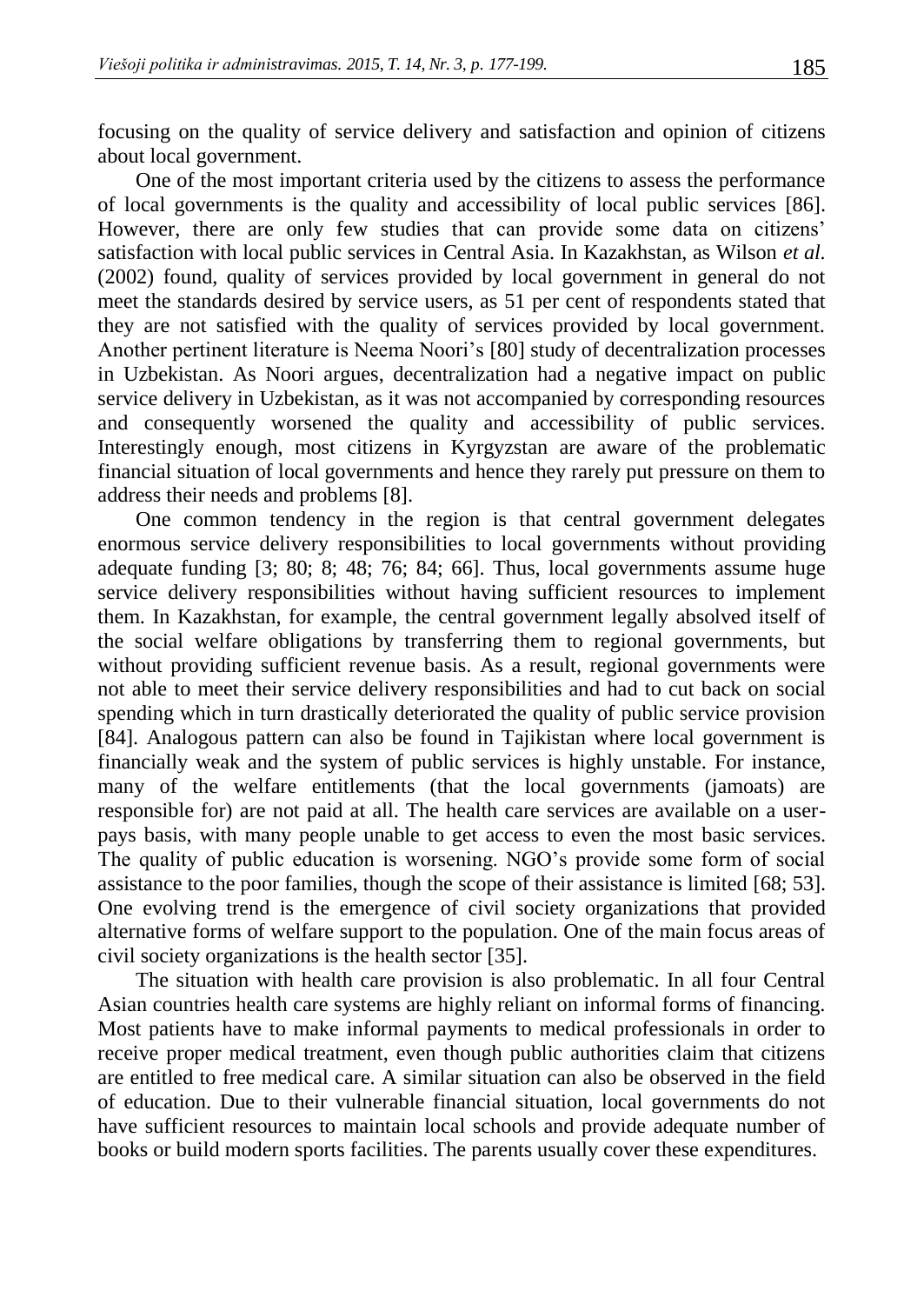focusing on the quality of service delivery and satisfaction and opinion of citizens about local government.

One of the most important criteria used by the citizens to assess the performance of local governments is the quality and accessibility of local public services [86]. However, there are only few studies that can provide some data on citizens' satisfaction with local public services in Central Asia. In Kazakhstan, as Wilson *et al*. (2002) found, quality of services provided by local government in general do not meet the standards desired by service users, as 51 per cent of respondents stated that they are not satisfied with the quality of services provided by local government. Another pertinent literature is Neema Noori's [80] study of decentralization processes in Uzbekistan. As Noori argues, decentralization had a negative impact on public service delivery in Uzbekistan, as it was not accompanied by corresponding resources and consequently worsened the quality and accessibility of public services. Interestingly enough, most citizens in Kyrgyzstan are aware of the problematic financial situation of local governments and hence they rarely put pressure on them to address their needs and problems [8].

One common tendency in the region is that central government delegates enormous service delivery responsibilities to local governments without providing adequate funding [3; 80; 8; 48; 76; 84; 66]. Thus, local governments assume huge service delivery responsibilities without having sufficient resources to implement them. In Kazakhstan, for example, the central government legally absolved itself of the social welfare obligations by transferring them to regional governments, but without providing sufficient revenue basis. As a result, regional governments were not able to meet their service delivery responsibilities and had to cut back on social spending which in turn drastically deteriorated the quality of public service provision [84]. Analogous pattern can also be found in Tajikistan where local government is financially weak and the system of public services is highly unstable. For instance, many of the welfare entitlements (that the local governments (jamoats) are responsible for) are not paid at all. The health care services are available on a user-pays basis, with many people unable to get access to even the most basic services. The quality of public education is worsening. NGO's provide some form of social assistance to the poor families, though the scope of their assistance is limited [68; 53]. One evolving trend is the emergence of civil society organizations that provided alternative forms of welfare support to the population. One of the main focus areas of civil society organizations is the health sector [35].

The situation with health care provision is also problematic. In all four Central Asian countries health care systems are highly reliant on informal forms of financing. Most patients have to make informal payments to medical professionals in order to receive proper medical treatment, even though public authorities claim that citizens are entitled to free medical care. A similar situation can also be observed in the field of education. Due to their vulnerable financial situation, local governments do not have sufficient resources to maintain local schools and provide adequate number of books or build modern sports facilities. The parents usually cover these expenditures.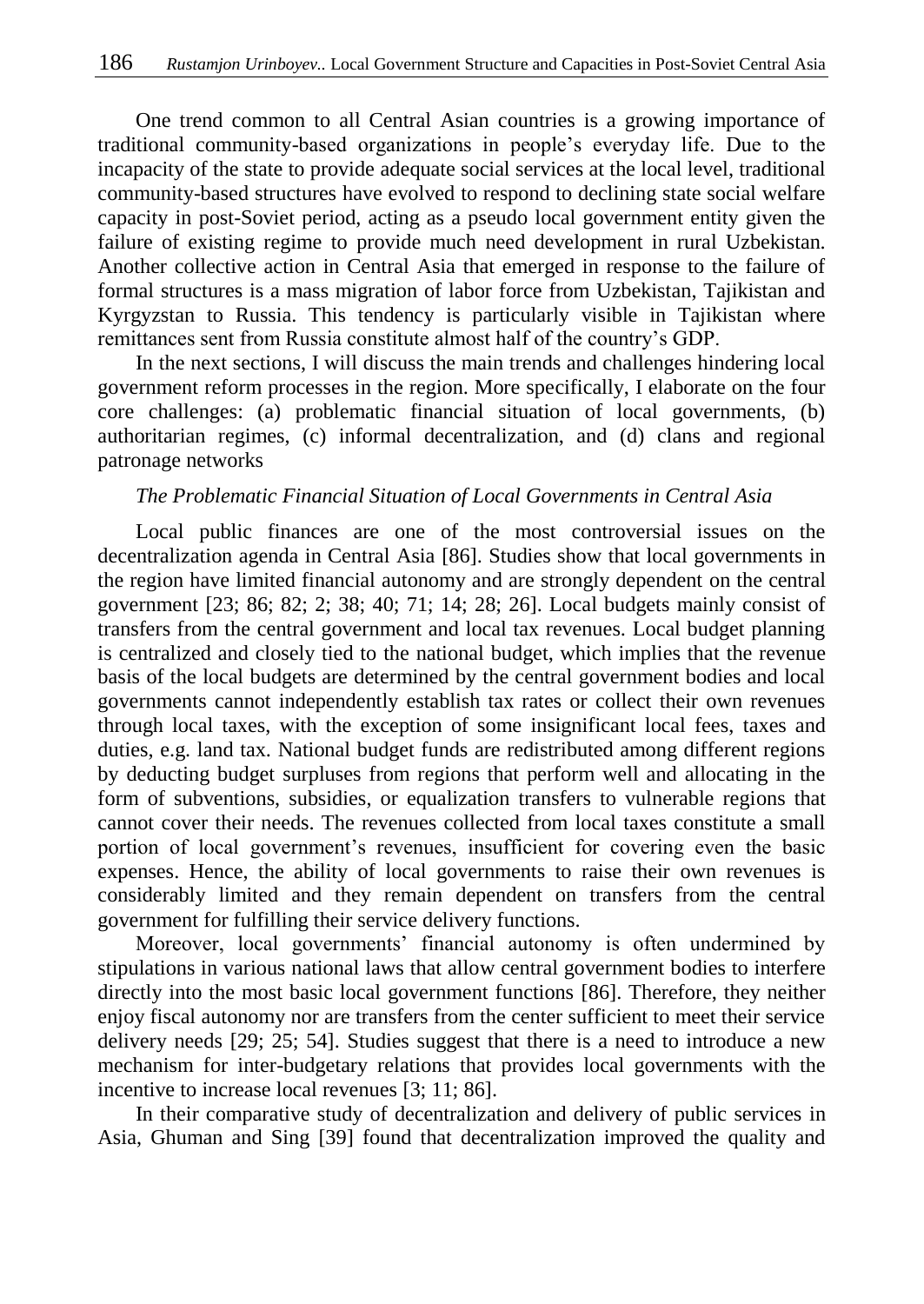One trend common to all Central Asian countries is a growing importance of traditional community-based organizations in people's everyday life. Due to the incapacity of the state to provide adequate social services at the local level, traditional community-based structures have evolved to respond to declining state social welfare capacity in post-Soviet period, acting as a pseudo local government entity given the failure of existing regime to provide much need development in rural Uzbekistan. Another collective action in Central Asia that emerged in response to the failure of formal structures is a mass migration of labor force from Uzbekistan, Tajikistan and Kyrgyzstan to Russia. This tendency is particularly visible in Tajikistan where remittances sent from Russia constitute almost half of the country's GDP.

In the next sections, I will discuss the main trends and challenges hindering local government reform processes in the region. More specifically, I elaborate on the four core challenges: (a) problematic financial situation of local governments, (b) authoritarian regimes, (c) informal decentralization, and (d) clans and regional patronage networks

*The Problematic Financial Situation of Local Governments in Central Asia*

Local public finances are one of the most controversial issues on the decentralization agenda in Central Asia [86]. Studies show that local governments in the region have limited financial autonomy and are strongly dependent on the central government [23; 86; 82; 2; 38; 40; 71; 14; 28; 26]. Local budgets mainly consist of transfers from the central government and local tax revenues. Local budget planning is centralized and closely tied to the national budget, which implies that the revenue basis of the local budgets are determined by the central government bodies and local governments cannot independently establish tax rates or collect their own revenues through local taxes, with the exception of some insignificant local fees, taxes and duties, e.g. land tax. National budget funds are redistributed among different regions by deducting budget surpluses from regions that perform well and allocating in the form of subventions, subsidies, or equalization transfers to vulnerable regions that cannot cover their needs. The revenues collected from local taxes constitute a small portion of local government's revenues, insufficient for covering even the basic expenses. Hence, the ability of local governments to raise their own revenues is considerably limited and they remain dependent on transfers from the central government for fulfilling their service delivery functions.

Moreover, local governments' financial autonomy is often undermined by stipulations in various national laws that allow central government bodies to interfere directly into the most basic local government functions [86]. Therefore, they neither enjoy fiscal autonomy nor are transfers from the center sufficient to meet their service delivery needs [29; 25; 54]. Studies suggest that there is a need to introduce a new mechanism for inter-budgetary relations that provides local governments with the incentive to increase local revenues [3; 11; 86].

In their comparative study of decentralization and delivery of public services in Asia, Ghuman and Sing [39] found that decentralization improved the quality and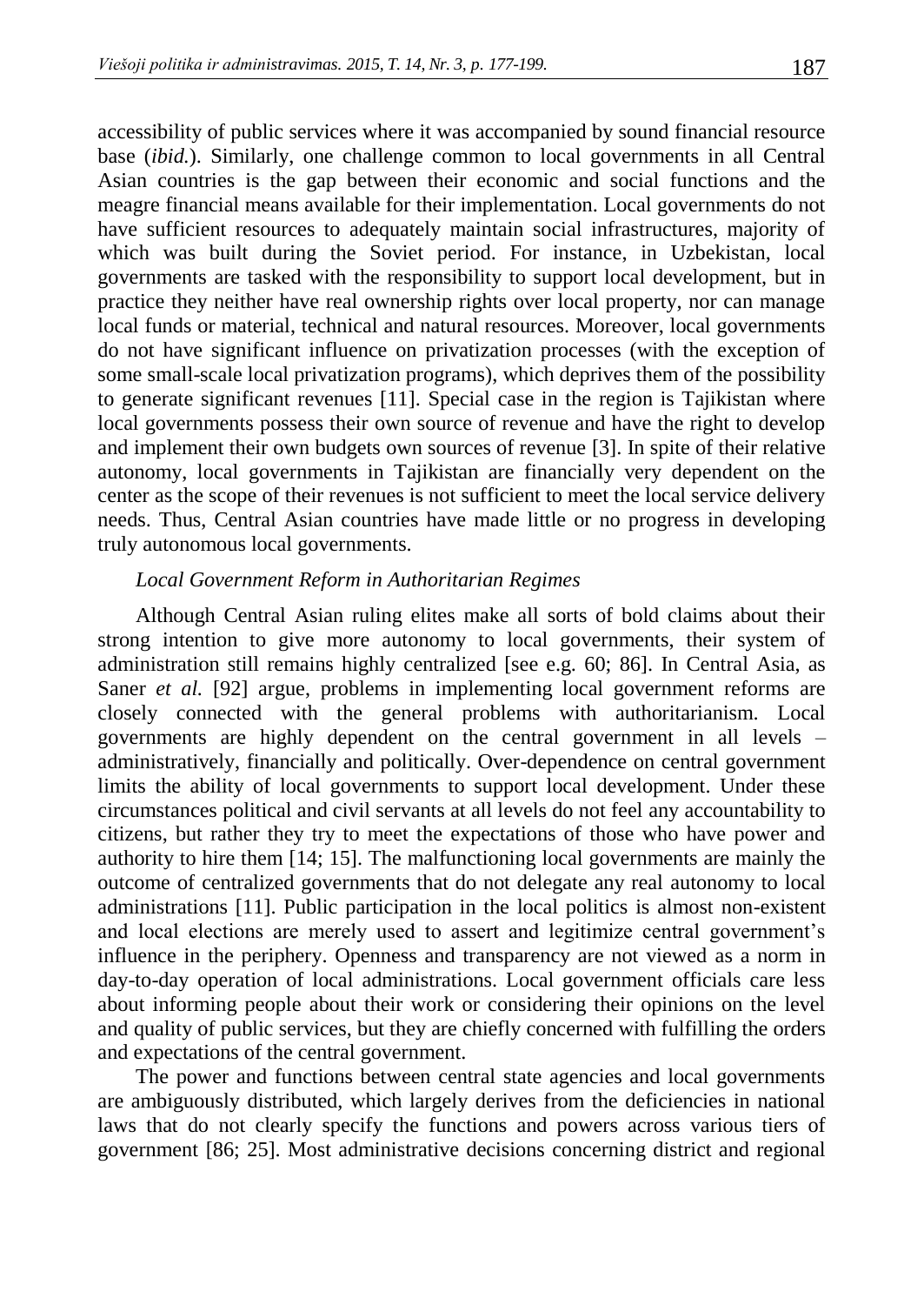accessibility of public services where it was accompanied by sound financial resource base (*ibid.*). Similarly, one challenge common to local governments in all Central Asian countries is the gap between their economic and social functions and the meagre financial means available for their implementation. Local governments do not have sufficient resources to adequately maintain social infrastructures, majority of which was built during the Soviet period. For instance, in Uzbekistan, local governments are tasked with the responsibility to support local development, but in practice they neither have real ownership rights over local property, nor can manage local funds or material, technical and natural resources. Moreover, local governments do not have significant influence on privatization processes (with the exception of some small-scale local privatization programs), which deprives them of the possibility to generate significant revenues [11]. Special case in the region is Tajikistan where local governments possess their own source of revenue and have the right to develop and implement their own budgets own sources of revenue [3]. In spite of their relative autonomy, local governments in Tajikistan are financially very dependent on the center as the scope of their revenues is not sufficient to meet the local service delivery needs. Thus, Central Asian countries have made little or no progress in developing truly autonomous local governments.

### *Local Government Reform in Authoritarian Regimes*

Although Central Asian ruling elites make all sorts of bold claims about their strong intention to give more autonomy to local governments, their system of administration still remains highly centralized [see e.g. 60; 86]. In Central Asia, as Saner *et al.* [92] argue, problems in implementing local government reforms are closely connected with the general problems with authoritarianism. Local governments are highly dependent on the central government in all levels – administratively, financially and politically. Over-dependence on central government limits the ability of local governments to support local development. Under these circumstances political and civil servants at all levels do not feel any accountability to citizens, but rather they try to meet the expectations of those who have power and authority to hire them [14; 15]. The malfunctioning local governments are mainly the outcome of centralized governments that do not delegate any real autonomy to local administrations [11]. Public participation in the local politics is almost non-existent and local elections are merely used to assert and legitimize central government's influence in the periphery. Openness and transparency are not viewed as a norm in day-to-day operation of local administrations. Local government officials care less about informing people about their work or considering their opinions on the level and quality of public services, but they are chiefly concerned with fulfilling the orders and expectations of the central government.

The power and functions between central state agencies and local governments are ambiguously distributed, which largely derives from the deficiencies in national laws that do not clearly specify the functions and powers across various tiers of government [86; 25]. Most administrative decisions concerning district and regional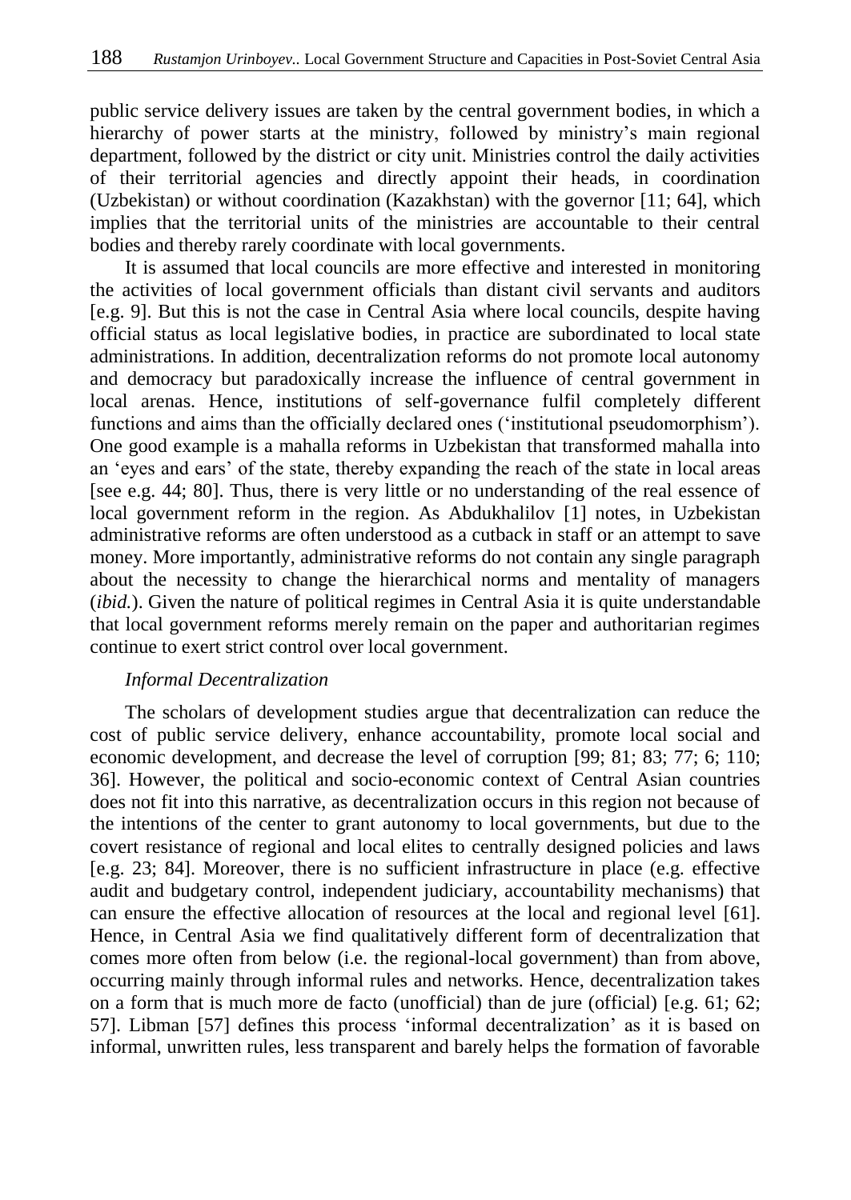public service delivery issues are taken by the central government bodies, in which a hierarchy of power starts at the ministry, followed by ministry's main regional department, followed by the district or city unit. Ministries control the daily activities of their territorial agencies and directly appoint their heads, in coordination (Uzbekistan) or without coordination (Kazakhstan) with the governor [11; 64], which implies that the territorial units of the ministries are accountable to their central bodies and thereby rarely coordinate with local governments.

It is assumed that local councils are more effective and interested in monitoring the activities of local government officials than distant civil servants and auditors [e.g. 9]. But this is not the case in Central Asia where local councils, despite having official status as local legislative bodies, in practice are subordinated to local state administrations. In addition, decentralization reforms do not promote local autonomy and democracy but paradoxically increase the influence of central government in local arenas. Hence, institutions of self-governance fulfil completely different functions and aims than the officially declared ones ('institutional pseudomorphism'). One good example is a mahalla reforms in Uzbekistan that transformed mahalla into an 'eyes and ears' of the state, thereby expanding the reach of the state in local areas [see e.g. 44; 80]. Thus, there is very little or no understanding of the real essence of local government reform in the region. As Abdukhalilov [1] notes, in Uzbekistan administrative reforms are often understood as a cutback in staff or an attempt to save money. More importantly, administrative reforms do not contain any single paragraph about the necessity to change the hierarchical norms and mentality of managers (*ibid.*). Given the nature of political regimes in Central Asia it is quite understandable that local government reforms merely remain on the paper and authoritarian regimes continue to exert strict control over local government.

### *Informal Decentralization*

The scholars of development studies argue that decentralization can reduce the cost of public service delivery, enhance accountability, promote local social and economic development, and decrease the level of corruption [99; 81; 83; 77; 6; 110; 36]. However, the political and socio-economic context of Central Asian countries does not fit into this narrative, as decentralization occurs in this region not because of the intentions of the center to grant autonomy to local governments, but due to the covert resistance of regional and local elites to centrally designed policies and laws [e.g. 23; 84]. Moreover, there is no sufficient infrastructure in place (e.g. effective audit and budgetary control, independent judiciary, accountability mechanisms) that can ensure the effective allocation of resources at the local and regional level [61]. Hence, in Central Asia we find qualitatively different form of decentralization that comes more often from below (i.e. the regional-local government) than from above, occurring mainly through informal rules and networks. Hence, decentralization takes on a form that is much more de facto (unofficial) than de jure (official) [e.g. 61; 62; 57]. Libman [57] defines this process 'informal decentralization' as it is based on informal, unwritten rules, less transparent and barely helps the formation of favorable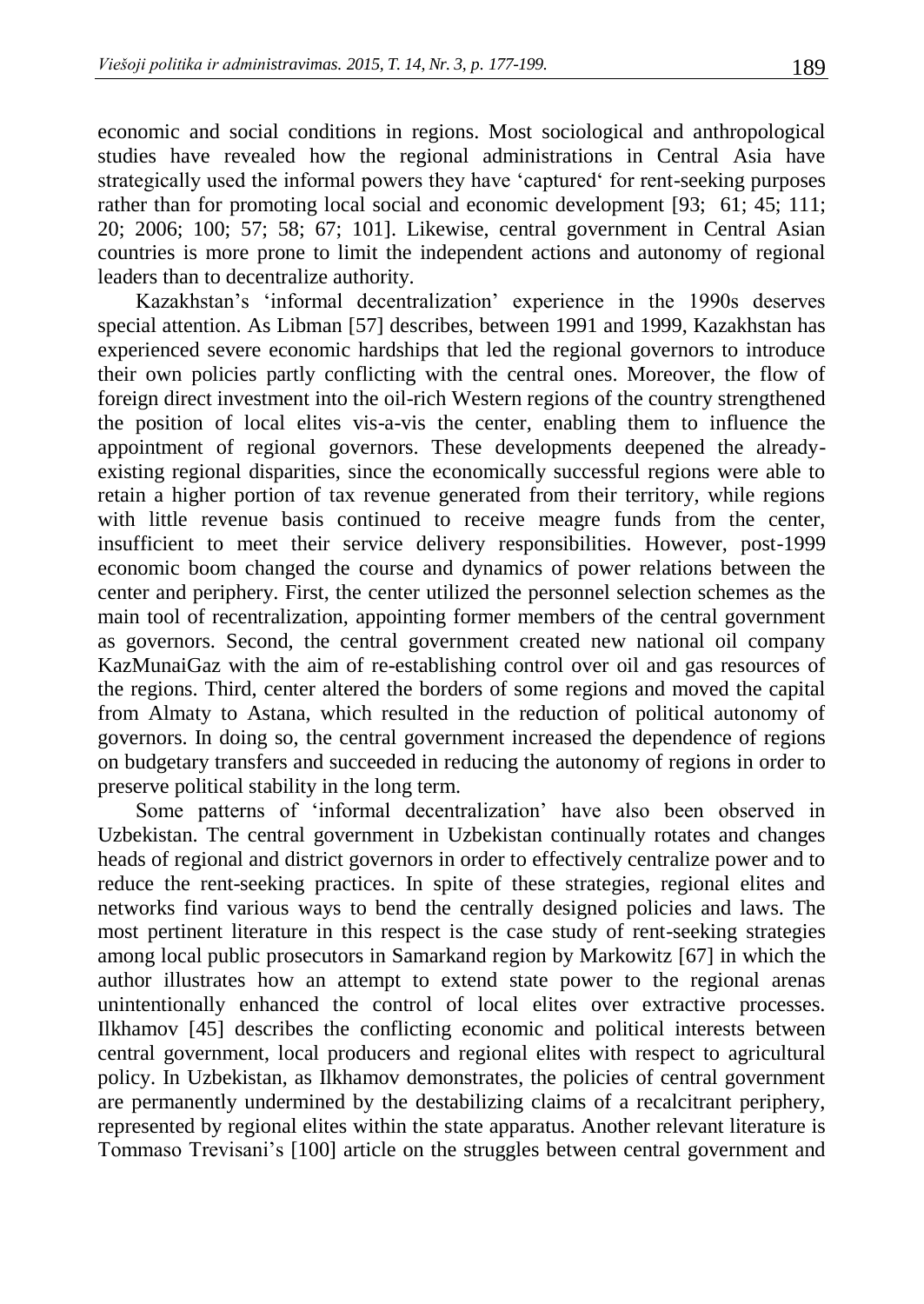economic and social conditions in regions. Most sociological and anthropological studies have revealed how the regional administrations in Central Asia have strategically used the informal powers they have 'captured' for rent-seeking purposes rather than for promoting local social and economic development [93; 61; 45; 111; 20; 2006; 100; 57; 58; 67; 101]. Likewise, central government in Central Asian countries is more prone to limit the independent actions and autonomy of regional leaders than to decentralize authority.

Kazakhstan's 'informal decentralization' experience in the 1990s deserves special attention. As Libman [57] describes, between 1991 and 1999, Kazakhstan has experienced severe economic hardships that led the regional governors to introduce their own policies partly conflicting with the central ones. Moreover, the flow of foreign direct investment into the oil-rich Western regions of the country strengthened the position of local elites vis-a-vis the center, enabling them to influence the appointment of regional governors. These developments deepened the already-existing regional disparities, since the economically successful regions were able to retain a higher portion of tax revenue generated from their territory, while regions with little revenue basis continued to receive meagre funds from the center, insufficient to meet their service delivery responsibilities. However, post-1999 economic boom changed the course and dynamics of power relations between the center and periphery. First, the center utilized the personnel selection schemes as the main tool of recentralization, appointing former members of the central government as governors. Second, the central government created new national oil company KazMunaiGaz with the aim of re-establishing control over oil and gas resources of the regions. Third, center altered the borders of some regions and moved the capital from Almaty to Astana, which resulted in the reduction of political autonomy of governors. In doing so, the central government increased the dependence of regions on budgetary transfers and succeeded in reducing the autonomy of regions in order to preserve political stability in the long term.

Some patterns of 'informal decentralization' have also been observed in Uzbekistan. The central government in Uzbekistan continually rotates and changes heads of regional and district governors in order to effectively centralize power and to reduce the rent-seeking practices. In spite of these strategies, regional elites and networks find various ways to bend the centrally designed policies and laws. The most pertinent literature in this respect is the case study of rent-seeking strategies among local public prosecutors in Samarkand region by Markowitz [67] in which the author illustrates how an attempt to extend state power to the regional arenas unintentionally enhanced the control of local elites over extractive processes. Ilkhamov [45] describes the conflicting economic and political interests between central government, local producers and regional elites with respect to agricultural policy. In Uzbekistan, as Ilkhamov demonstrates, the policies of central government are permanently undermined by the destabilizing claims of a recalcitrant periphery, represented by regional elites within the state apparatus. Another relevant literature is Tommaso Trevisani's [100] article on the struggles between central government and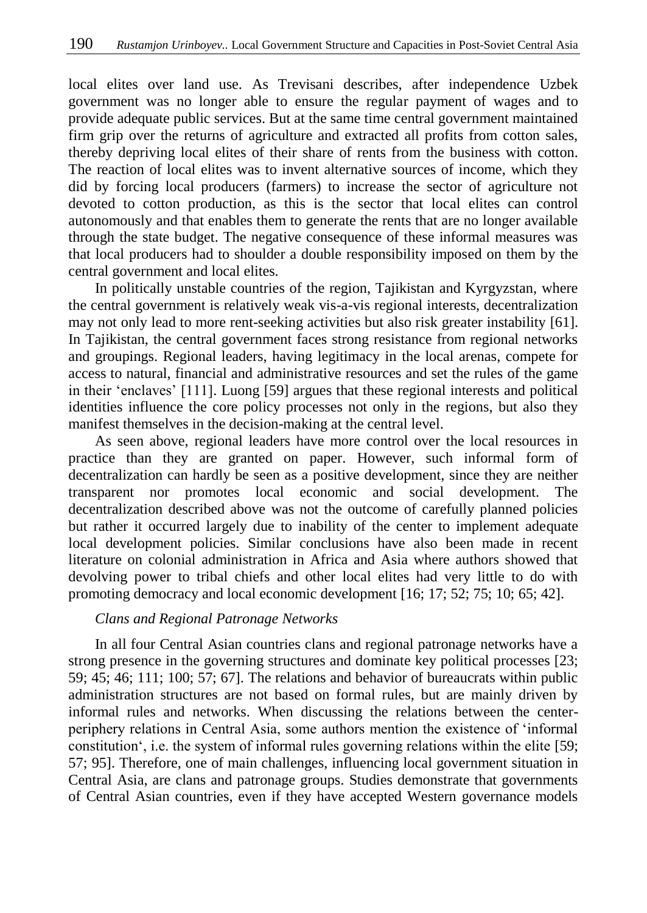local elites over land use. As Trevisani describes, after independence Uzbek government was no longer able to ensure the regular payment of wages and to provide adequate public services. But at the same time central government maintained firm grip over the returns of agriculture and extracted all profits from cotton sales, thereby depriving local elites of their share of rents from the business with cotton. The reaction of local elites was to invent alternative sources of income, which they did by forcing local producers (farmers) to increase the sector of agriculture not devoted to cotton production, as this is the sector that local elites can control autonomously and that enables them to generate the rents that are no longer available through the state budget. The negative consequence of these informal measures was that local producers had to shoulder a double responsibility imposed on them by the central government and local elites.

In politically unstable countries of the region, Tajikistan and Kyrgyzstan, where the central government is relatively weak vis-a-vis regional interests, decentralization may not only lead to more rent-seeking activities but also risk greater instability [61]. In Tajikistan, the central government faces strong resistance from regional networks and groupings. Regional leaders, having legitimacy in the local arenas, compete for access to natural, financial and administrative resources and set the rules of the game in their 'enclaves' [111]. Luong [59] argues that these regional interests and political identities influence the core policy processes not only in the regions, but also they manifest themselves in the decision-making at the central level.

As seen above, regional leaders have more control over the local resources in practice than they are granted on paper. However, such informal form of decentralization can hardly be seen as a positive development, since they are neither transparent nor promotes local economic and social development. The decentralization described above was not the outcome of carefully planned policies but rather it occurred largely due to inability of the center to implement adequate local development policies. Similar conclusions have also been made in recent literature on colonial administration in Africa and Asia where authors showed that devolving power to tribal chiefs and other local elites had very little to do with promoting democracy and local economic development [16; 17; 52; 75; 10; 65; 42].

*Clans and Regional Patronage Networks*

In all four Central Asian countries clans and regional patronage networks have a strong presence in the governing structures and dominate key political processes [23; 59; 45; 46; 111; 100; 57; 67]. The relations and behavior of bureaucrats within public administration structures are not based on formal rules, but are mainly driven by informal rules and networks. When discussing the relations between the center-periphery relations in Central Asia, some authors mention the existence of 'informal constitution', i.e. the system of informal rules governing relations within the elite [59; 57; 95]. Therefore, one of main challenges, influencing local government situation in Central Asia, are clans and patronage groups. Studies demonstrate that governments of Central Asian countries, even if they have accepted Western governance models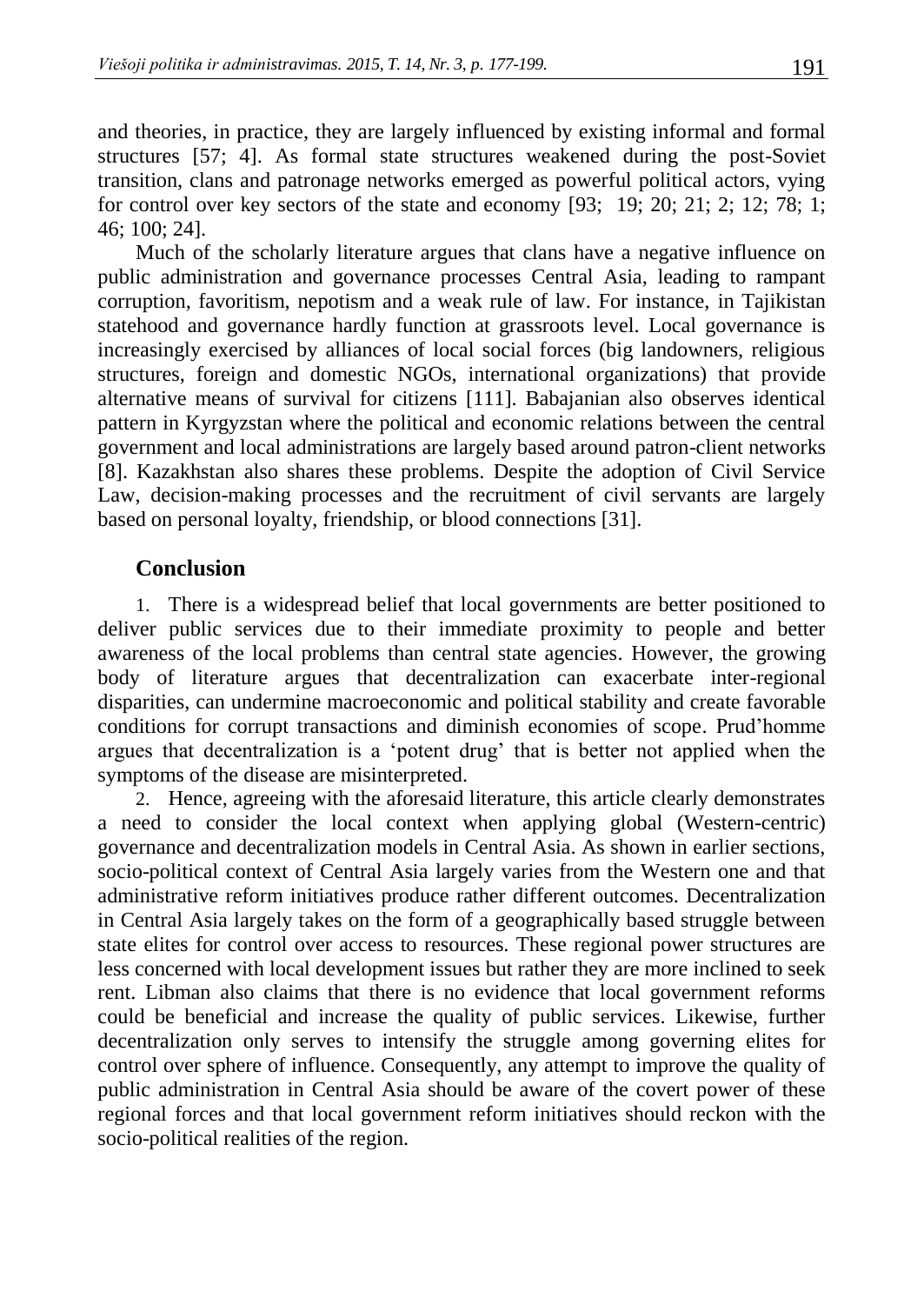and theories, in practice, they are largely influenced by existing informal and formal structures [57; 4]. As formal state structures weakened during the post-Soviet transition, clans and patronage networks emerged as powerful political actors, vying for control over key sectors of the state and economy [93; 19; 20; 21; 2; 12; 78; 1; 46; 100; 24].

Much of the scholarly literature argues that clans have a negative influence on public administration and governance processes Central Asia, leading to rampant corruption, favoritism, nepotism and a weak rule of law. For instance, in Tajikistan statehood and governance hardly function at grassroots level. Local governance is increasingly exercised by alliances of local social forces (big landowners, religious structures, foreign and domestic NGOs, international organizations) that provide alternative means of survival for citizens [111]. Babajanian also observes identical pattern in Kyrgyzstan where the political and economic relations between the central government and local administrations are largely based around patron-client networks [8]. Kazakhstan also shares these problems. Despite the adoption of Civil Service Law, decision-making processes and the recruitment of civil servants are largely based on personal loyalty, friendship, or blood connections [31].

## Conclusion

1. There is a widespread belief that local governments are better positioned to deliver public services due to their immediate proximity to people and better awareness of the local problems than central state agencies. However, the growing body of literature argues that decentralization can exacerbate inter-regional disparities, can undermine macroeconomic and political stability and create favorable conditions for corrupt transactions and diminish economies of scope. Prud'homme argues that decentralization is a 'potent drug' that is better not applied when the symptoms of the disease are misinterpreted.

2. Hence, agreeing with the aforesaid literature, this article clearly demonstrates a need to consider the local context when applying global (Western-centric) governance and decentralization models in Central Asia. As shown in earlier sections, socio-political context of Central Asia largely varies from the Western one and that administrative reform initiatives produce rather different outcomes. Decentralization in Central Asia largely takes on the form of a geographically based struggle between state elites for control over access to resources. These regional power structures are less concerned with local development issues but rather they are more inclined to seek rent. Libman also claims that there is no evidence that local government reforms could be beneficial and increase the quality of public services. Likewise, further decentralization only serves to intensify the struggle among governing elites for control over sphere of influence. Consequently, any attempt to improve the quality of public administration in Central Asia should be aware of the covert power of these regional forces and that local government reform initiatives should reckon with the socio-political realities of the region.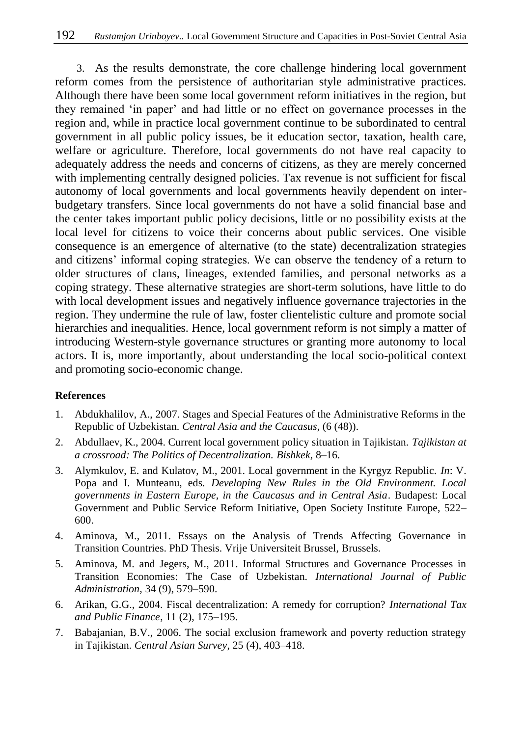3. As the results demonstrate, the core challenge hindering local government reform comes from the persistence of authoritarian style administrative practices. Although there have been some local government reform initiatives in the region, but they remained 'in paper' and had little or no effect on governance processes in the region and, while in practice local government continue to be subordinated to central government in all public policy issues, be it education sector, taxation, health care, welfare or agriculture. Therefore, local governments do not have real capacity to adequately address the needs and concerns of citizens, as they are merely concerned with implementing centrally designed policies. Tax revenue is not sufficient for fiscal autonomy of local governments and local governments heavily dependent on inter-budgetary transfers. Since local governments do not have a solid financial base and the center takes important public policy decisions, little or no possibility exists at the local level for citizens to voice their concerns about public services. One visible consequence is an emergence of alternative (to the state) decentralization strategies and citizens' informal coping strategies. We can observe the tendency of a return to older structures of clans, lineages, extended families, and personal networks as a coping strategy. These alternative strategies are short-term solutions, have little to do with local development issues and negatively influence governance trajectories in the region. They undermine the rule of law, foster clientelistic culture and promote social hierarchies and inequalities. Hence, local government reform is not simply a matter of introducing Western-style governance structures or granting more autonomy to local actors. It is, more importantly, about understanding the local socio-political context and promoting socio-economic change.

**References**

1. Abdukhalilov, A., 2007. Stages and Special Features of the Administrative Reforms in the Republic of Uzbekistan. *Central Asia and the Caucasus*, (6 (48)).
2. Abdullaev, K., 2004. Current local government policy situation in Tajikistan. *Tajikistan at a crossroad: The Politics of Decentralization. Bishkek*, 8–16.
3. Alymkulov, E. and Kulatov, M., 2001. Local government in the Kyrgyz Republic. *In*: V. Popa and I. Munteanu, eds. *Developing New Rules in the Old Environment. Local governments in Eastern Europe, in the Caucasus and in Central Asia*. Budapest: Local Government and Public Service Reform Initiative, Open Society Institute Europe, 522–600.
4. Aminova, M., 2011. Essays on the Analysis of Trends Affecting Governance in Transition Countries. PhD Thesis. Vrije Universiteit Brussel, Brussels.
5. Aminova, M. and Jegers, M., 2011. Informal Structures and Governance Processes in Transition Economies: The Case of Uzbekistan. *International Journal of Public Administration*, 34 (9), 579–590.
6. Arikan, G.G., 2004. Fiscal decentralization: A remedy for corruption? *International Tax and Public Finance*, 11 (2), 175–195.
7. Babajanian, B.V., 2006. The social exclusion framework and poverty reduction strategy in Tajikistan. *Central Asian Survey*, 25 (4), 403–418.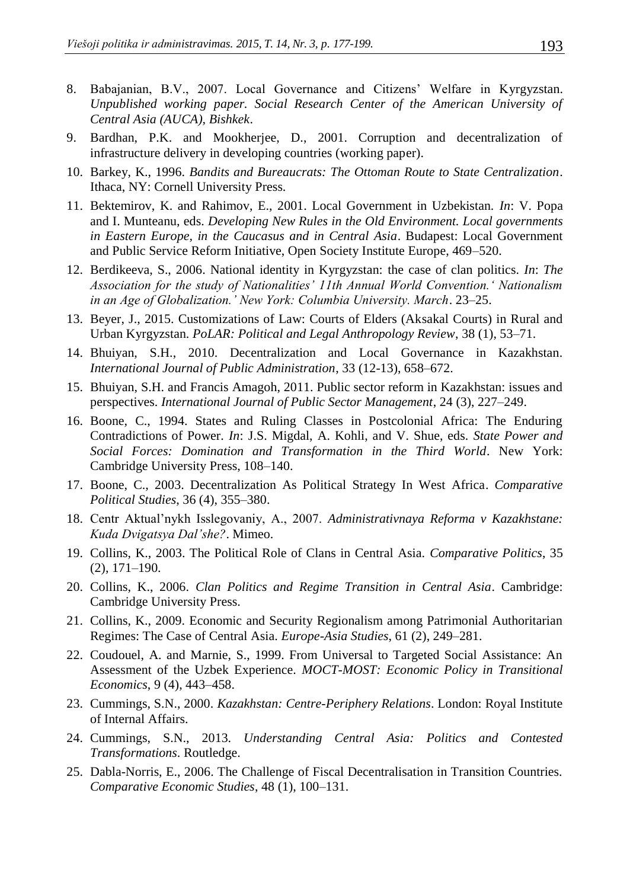8. Babajanian, B.V., 2007. Local Governance and Citizens' Welfare in Kyrgyzstan. *Unpublished working paper. Social Research Center of the American University of Central Asia (AUCA), Bishkek*.
9. Bardhan, P.K. and Mookherjee, D., 2001. Corruption and decentralization of infrastructure delivery in developing countries (working paper).
10. Barkey, K., 1996. *Bandits and Bureaucrats: The Ottoman Route to State Centralization*. Ithaca, NY: Cornell University Press.
11. Bektemirov, K. and Rahimov, E., 2001. Local Government in Uzbekistan. *In*: V. Popa and I. Munteanu, eds. *Developing New Rules in the Old Environment. Local governments in Eastern Europe, in the Caucasus and in Central Asia*. Budapest: Local Government and Public Service Reform Initiative, Open Society Institute Europe, 469–520.
12. Berdikeeva, S., 2006. National identity in Kyrgyzstan: the case of clan politics. *In*: *The Association for the study of Nationalities' 11th Annual World Convention.' Nationalism in an Age of Globalization.' New York: Columbia University. March*. 23–25.
13. Beyer, J., 2015. Customizations of Law: Courts of Elders (Aksakal Courts) in Rural and Urban Kyrgyzstan. *PoLAR: Political and Legal Anthropology Review*, 38 (1), 53–71.
14. Bhuiyan, S.H., 2010. Decentralization and Local Governance in Kazakhstan. *International Journal of Public Administration*, 33 (12-13), 658–672.
15. Bhuiyan, S.H. and Francis Amagoh, 2011. Public sector reform in Kazakhstan: issues and perspectives. *International Journal of Public Sector Management*, 24 (3), 227–249.
16. Boone, C., 1994. States and Ruling Classes in Postcolonial Africa: The Enduring Contradictions of Power. *In*: J.S. Migdal, A. Kohli, and V. Shue, eds. *State Power and Social Forces: Domination and Transformation in the Third World*. New York: Cambridge University Press, 108–140.
17. Boone, C., 2003. Decentralization As Political Strategy In West Africa. *Comparative Political Studies*, 36 (4), 355–380.
18. Centr Aktual'nykh Isslegovaniy, A., 2007. *Administrativnaya Reforma v Kazakhstane: Kuda Dvigatsya Dal'she?*. Mimeo.
19. Collins, K., 2003. The Political Role of Clans in Central Asia. *Comparative Politics*, 35 (2), 171–190.
20. Collins, K., 2006. *Clan Politics and Regime Transition in Central Asia*. Cambridge: Cambridge University Press.
21. Collins, K., 2009. Economic and Security Regionalism among Patrimonial Authoritarian Regimes: The Case of Central Asia. *Europe-Asia Studies*, 61 (2), 249–281.
22. Coudouel, A. and Marnie, S., 1999. From Universal to Targeted Social Assistance: An Assessment of the Uzbek Experience. *MOCT-MOST: Economic Policy in Transitional Economics*, 9 (4), 443–458.
23. Cummings, S.N., 2000. *Kazakhstan: Centre-Periphery Relations*. London: Royal Institute of Internal Affairs.
24. Cummings, S.N., 2013. *Understanding Central Asia: Politics and Contested Transformations*. Routledge.
25. Dabla-Norris, E., 2006. The Challenge of Fiscal Decentralisation in Transition Countries. *Comparative Economic Studies*, 48 (1), 100–131.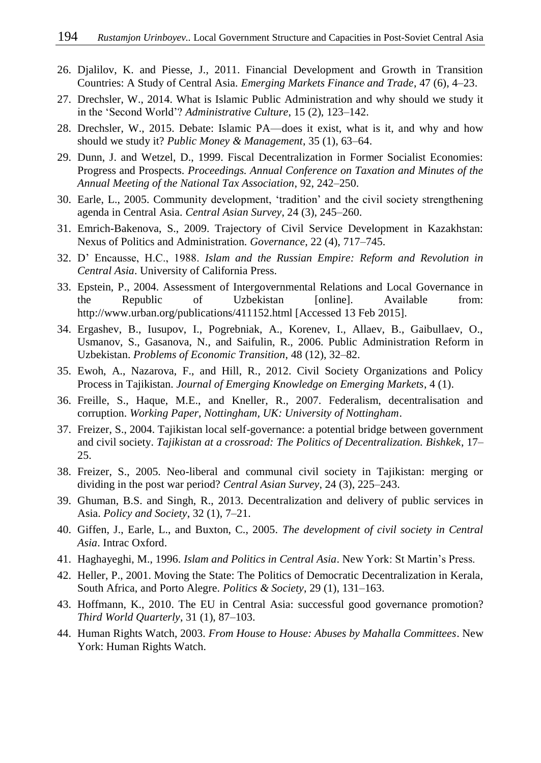26. Djalilov, K. and Piesse, J., 2011. Financial Development and Growth in Transition Countries: A Study of Central Asia. *Emerging Markets Finance and Trade*, 47 (6), 4–23.
27. Drechsler, W., 2014. What is Islamic Public Administration and why should we study it in the 'Second World'? *Administrative Culture*, 15 (2), 123–142.
28. Drechsler, W., 2015. Debate: Islamic PA—does it exist, what is it, and why and how should we study it? *Public Money & Management*, 35 (1), 63–64.
29. Dunn, J. and Wetzel, D., 1999. Fiscal Decentralization in Former Socialist Economies: Progress and Prospects. *Proceedings. Annual Conference on Taxation and Minutes of the Annual Meeting of the National Tax Association*, 92, 242–250.
30. Earle, L., 2005. Community development, 'tradition' and the civil society strengthening agenda in Central Asia. *Central Asian Survey*, 24 (3), 245–260.
31. Emrich-Bakenova, S., 2009. Trajectory of Civil Service Development in Kazakhstan: Nexus of Politics and Administration. *Governance*, 22 (4), 717–745.
32. D' Encausse, H.C., 1988. *Islam and the Russian Empire: Reform and Revolution in Central Asia*. University of California Press.
33. Epstein, P., 2004. Assessment of Intergovernmental Relations and Local Governance in the Republic of Uzbekistan [online]. Available from: http://www.urban.org/publications/411152.html [Accessed 13 Feb 2015].
34. Ergashev, B., Iusupov, I., Pogrebniak, A., Korenev, I., Allaev, B., Gaibullaev, O., Usmanov, S., Gasanova, N., and Saifulin, R., 2006. Public Administration Reform in Uzbekistan. *Problems of Economic Transition*, 48 (12), 32–82.
35. Ewoh, A., Nazarova, F., and Hill, R., 2012. Civil Society Organizations and Policy Process in Tajikistan. *Journal of Emerging Knowledge on Emerging Markets*, 4 (1).
36. Freille, S., Haque, M.E., and Kneller, R., 2007. Federalism, decentralisation and corruption. *Working Paper, Nottingham, UK: University of Nottingham*.
37. Freizer, S., 2004. Tajikistan local self-governance: a potential bridge between government and civil society. *Tajikistan at a crossroad: The Politics of Decentralization. Bishkek*, 17–25.
38. Freizer, S., 2005. Neo-liberal and communal civil society in Tajikistan: merging or dividing in the post war period? *Central Asian Survey*, 24 (3), 225–243.
39. Ghuman, B.S. and Singh, R., 2013. Decentralization and delivery of public services in Asia. *Policy and Society*, 32 (1), 7–21.
40. Giffen, J., Earle, L., and Buxton, C., 2005. *The development of civil society in Central Asia*. Intrac Oxford.
41. Haghayeghi, M., 1996. *Islam and Politics in Central Asia*. New York: St Martin's Press.
42. Heller, P., 2001. Moving the State: The Politics of Democratic Decentralization in Kerala, South Africa, and Porto Alegre. *Politics & Society*, 29 (1), 131–163.
43. Hoffmann, K., 2010. The EU in Central Asia: successful good governance promotion? *Third World Quarterly*, 31 (1), 87–103.
44. Human Rights Watch, 2003. *From House to House: Abuses by Mahalla Committees*. New York: Human Rights Watch.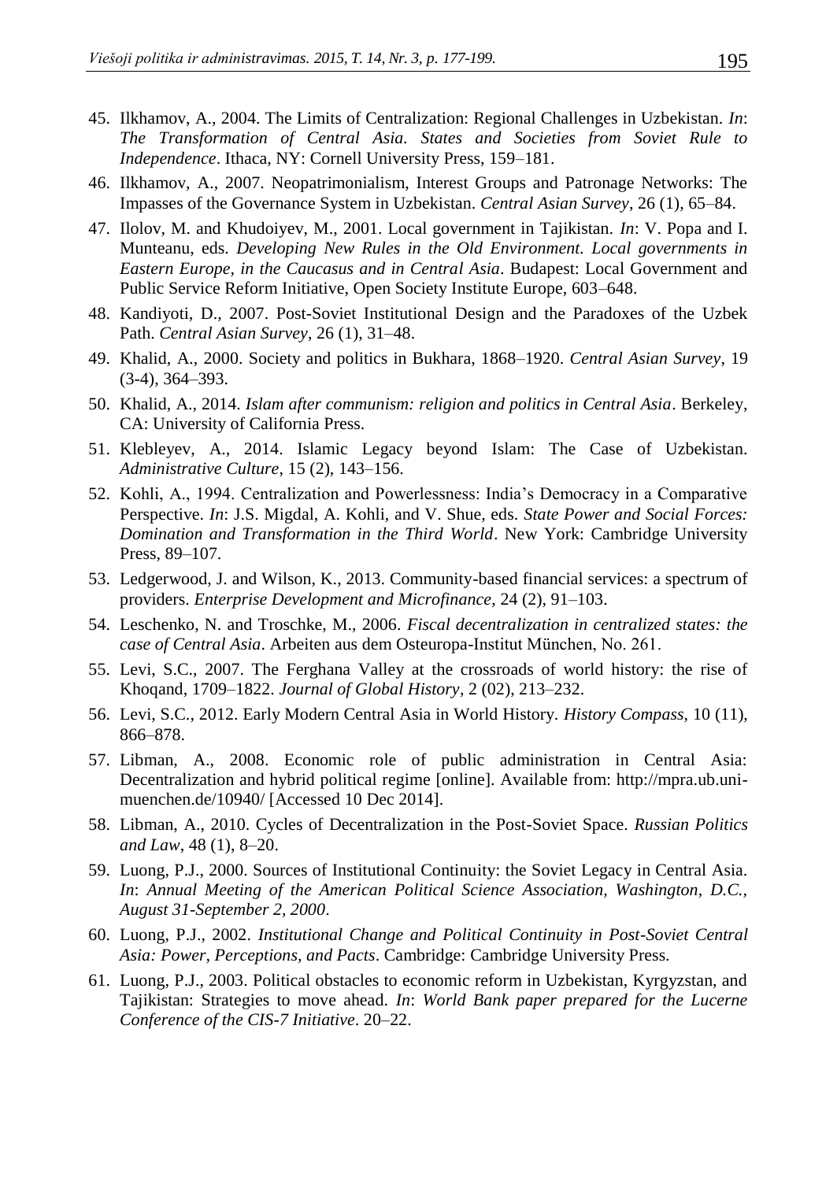45. Ilkhamov, A., 2004. The Limits of Centralization: Regional Challenges in Uzbekistan. *In*: *The Transformation of Central Asia. States and Societies from Soviet Rule to Independence*. Ithaca, NY: Cornell University Press, 159–181.
46. Ilkhamov, A., 2007. Neopatrimonialism, Interest Groups and Patronage Networks: The Impasses of the Governance System in Uzbekistan. *Central Asian Survey*, 26 (1), 65–84.
47. Ilolov, M. and Khudoiyev, M., 2001. Local government in Tajikistan. *In*: V. Popa and I. Munteanu, eds. *Developing New Rules in the Old Environment. Local governments in Eastern Europe, in the Caucasus and in Central Asia*. Budapest: Local Government and Public Service Reform Initiative, Open Society Institute Europe, 603–648.
48. Kandiyoti, D., 2007. Post-Soviet Institutional Design and the Paradoxes of the Uzbek Path. *Central Asian Survey*, 26 (1), 31–48.
49. Khalid, A., 2000. Society and politics in Bukhara, 1868–1920. *Central Asian Survey*, 19 (3-4), 364–393.
50. Khalid, A., 2014. *Islam after communism: religion and politics in Central Asia*. Berkeley, CA: University of California Press.
51. Klebleyev, A., 2014. Islamic Legacy beyond Islam: The Case of Uzbekistan. *Administrative Culture*, 15 (2), 143–156.
52. Kohli, A., 1994. Centralization and Powerlessness: India's Democracy in a Comparative Perspective. *In*: J.S. Migdal, A. Kohli, and V. Shue, eds. *State Power and Social Forces: Domination and Transformation in the Third World*. New York: Cambridge University Press, 89–107.
53. Ledgerwood, J. and Wilson, K., 2013. Community-based financial services: a spectrum of providers. *Enterprise Development and Microfinance*, 24 (2), 91–103.
54. Leschenko, N. and Troschke, M., 2006. *Fiscal decentralization in centralized states: the case of Central Asia*. Arbeiten aus dem Osteuropa-Institut München, No. 261.
55. Levi, S.C., 2007. The Ferghana Valley at the crossroads of world history: the rise of Khoqand, 1709–1822. *Journal of Global History*, 2 (02), 213–232.
56. Levi, S.C., 2012. Early Modern Central Asia in World History. *History Compass*, 10 (11), 866–878.
57. Libman, A., 2008. Economic role of public administration in Central Asia: Decentralization and hybrid political regime [online]. Available from: http://mpra.ub.uni-muenchen.de/10940/ [Accessed 10 Dec 2014].
58. Libman, A., 2010. Cycles of Decentralization in the Post-Soviet Space. *Russian Politics and Law*, 48 (1), 8–20.
59. Luong, P.J., 2000. Sources of Institutional Continuity: the Soviet Legacy in Central Asia. *In*: *Annual Meeting of the American Political Science Association, Washington, D.C., August 31-September 2, 2000*.
60. Luong, P.J., 2002. *Institutional Change and Political Continuity in Post-Soviet Central Asia: Power, Perceptions, and Pacts*. Cambridge: Cambridge University Press.
61. Luong, P.J., 2003. Political obstacles to economic reform in Uzbekistan, Kyrgyzstan, and Tajikistan: Strategies to move ahead. *In*: *World Bank paper prepared for the Lucerne Conference of the CIS-7 Initiative*. 20–22.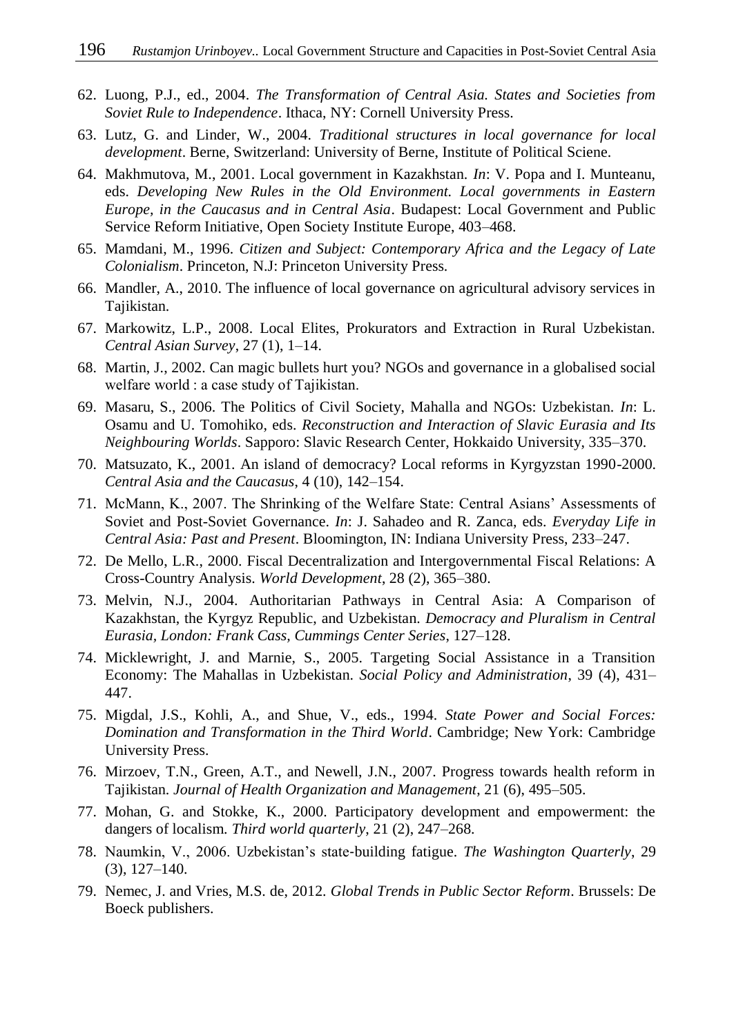62. Luong, P.J., ed., 2004. *The Transformation of Central Asia. States and Societies from Soviet Rule to Independence*. Ithaca, NY: Cornell University Press.
63. Lutz, G. and Linder, W., 2004. *Traditional structures in local governance for local development*. Berne, Switzerland: University of Berne, Institute of Political Sciene.
64. Makhmutova, M., 2001. Local government in Kazakhstan. *In*: V. Popa and I. Munteanu, eds. *Developing New Rules in the Old Environment. Local governments in Eastern Europe, in the Caucasus and in Central Asia*. Budapest: Local Government and Public Service Reform Initiative, Open Society Institute Europe, 403–468.
65. Mamdani, M., 1996. *Citizen and Subject: Contemporary Africa and the Legacy of Late Colonialism*. Princeton, N.J: Princeton University Press.
66. Mandler, A., 2010. The influence of local governance on agricultural advisory services in Tajikistan.
67. Markowitz, L.P., 2008. Local Elites, Prokurators and Extraction in Rural Uzbekistan. *Central Asian Survey*, 27 (1), 1–14.
68. Martin, J., 2002. Can magic bullets hurt you? NGOs and governance in a globalised social welfare world : a case study of Tajikistan.
69. Masaru, S., 2006. The Politics of Civil Society, Mahalla and NGOs: Uzbekistan. *In*: L. Osamu and U. Tomohiko, eds. *Reconstruction and Interaction of Slavic Eurasia and Its Neighbouring Worlds*. Sapporo: Slavic Research Center, Hokkaido University, 335–370.
70. Matsuzato, K., 2001. An island of democracy? Local reforms in Kyrgyzstan 1990-2000. *Central Asia and the Caucasus*, 4 (10), 142–154.
71. McMann, K., 2007. The Shrinking of the Welfare State: Central Asians' Assessments of Soviet and Post-Soviet Governance. *In*: J. Sahadeo and R. Zanca, eds. *Everyday Life in Central Asia: Past and Present*. Bloomington, IN: Indiana University Press, 233–247.
72. De Mello, L.R., 2000. Fiscal Decentralization and Intergovernmental Fiscal Relations: A Cross-Country Analysis. *World Development*, 28 (2), 365–380.
73. Melvin, N.J., 2004. Authoritarian Pathways in Central Asia: A Comparison of Kazakhstan, the Kyrgyz Republic, and Uzbekistan. *Democracy and Pluralism in Central Eurasia, London: Frank Cass, Cummings Center Series*, 127–128.
74. Micklewright, J. and Marnie, S., 2005. Targeting Social Assistance in a Transition Economy: The Mahallas in Uzbekistan. *Social Policy and Administration*, 39 (4), 431–447.
75. Migdal, J.S., Kohli, A., and Shue, V., eds., 1994. *State Power and Social Forces: Domination and Transformation in the Third World*. Cambridge; New York: Cambridge University Press.
76. Mirzoev, T.N., Green, A.T., and Newell, J.N., 2007. Progress towards health reform in Tajikistan. *Journal of Health Organization and Management*, 21 (6), 495–505.
77. Mohan, G. and Stokke, K., 2000. Participatory development and empowerment: the dangers of localism. *Third world quarterly*, 21 (2), 247–268.
78. Naumkin, V., 2006. Uzbekistan's state-building fatigue. *The Washington Quarterly*, 29 (3), 127–140.
79. Nemec, J. and Vries, M.S. de, 2012. *Global Trends in Public Sector Reform*. Brussels: De Boeck publishers.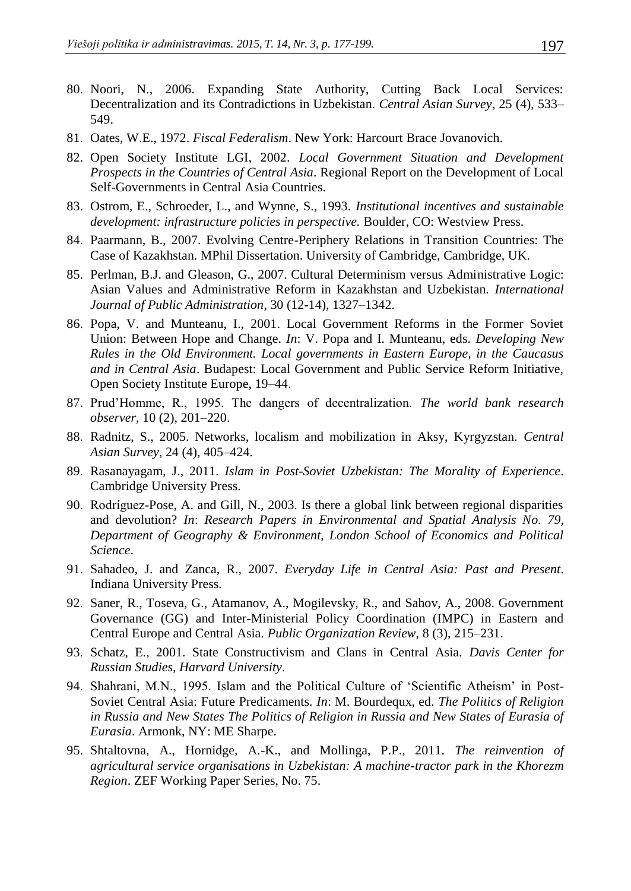80. Noori, N., 2006. Expanding State Authority, Cutting Back Local Services: Decentralization and its Contradictions in Uzbekistan. *Central Asian Survey*, 25 (4), 533–549.
81. Oates, W.E., 1972. *Fiscal Federalism*. New York: Harcourt Brace Jovanovich.
82. Open Society Institute LGI, 2002. *Local Government Situation and Development Prospects in the Countries of Central Asia*. Regional Report on the Development of Local Self-Governments in Central Asia Countries.
83. Ostrom, E., Schroeder, L., and Wynne, S., 1993. *Institutional incentives and sustainable development: infrastructure policies in perspective.* Boulder, CO: Westview Press.
84. Paarmann, B., 2007. Evolving Centre-Periphery Relations in Transition Countries: The Case of Kazakhstan. MPhil Dissertation. University of Cambridge, Cambridge, UK.
85. Perlman, B.J. and Gleason, G., 2007. Cultural Determinism versus Administrative Logic: Asian Values and Administrative Reform in Kazakhstan and Uzbekistan. *International Journal of Public Administration*, 30 (12-14), 1327–1342.
86. Popa, V. and Munteanu, I., 2001. Local Government Reforms in the Former Soviet Union: Between Hope and Change. *In*: V. Popa and I. Munteanu, eds. *Developing New Rules in the Old Environment. Local governments in Eastern Europe, in the Caucasus and in Central Asia*. Budapest: Local Government and Public Service Reform Initiative, Open Society Institute Europe, 19–44.
87. Prud'Homme, R., 1995. The dangers of decentralization. *The world bank research observer*, 10 (2), 201–220.
88. Radnitz, S., 2005. Networks, localism and mobilization in Aksy, Kyrgyzstan. *Central Asian Survey*, 24 (4), 405–424.
89. Rasanayagam, J., 2011. *Islam in Post-Soviet Uzbekistan: The Morality of Experience*. Cambridge University Press.
90. Rodríguez-Pose, A. and Gill, N., 2003. Is there a global link between regional disparities and devolution? *In*: *Research Papers in Environmental and Spatial Analysis No. 79, Department of Geography & Environment, London School of Economics and Political Science*.
91. Sahadeo, J. and Zanca, R., 2007. *Everyday Life in Central Asia: Past and Present*. Indiana University Press.
92. Saner, R., Toseva, G., Atamanov, A., Mogilevsky, R., and Sahov, A., 2008. Government Governance (GG) and Inter-Ministerial Policy Coordination (IMPC) in Eastern and Central Europe and Central Asia. *Public Organization Review*, 8 (3), 215–231.
93. Schatz, E., 2001. State Constructivism and Clans in Central Asia. *Davis Center for Russian Studies, Harvard University*.
94. Shahrani, M.N., 1995. Islam and the Political Culture of 'Scientific Atheism' in Post-Soviet Central Asia: Future Predicaments. *In*: M. Bourdequx, ed. *The Politics of Religion in Russia and New States The Politics of Religion in Russia and New States of Eurasia of Eurasia*. Armonk, NY: ME Sharpe.
95. Shtaltovna, A., Hornidge, A.-K., and Mollinga, P.P., 2011. *The reinvention of agricultural service organisations in Uzbekistan: A machine-tractor park in the Khorezm Region*. ZEF Working Paper Series, No. 75.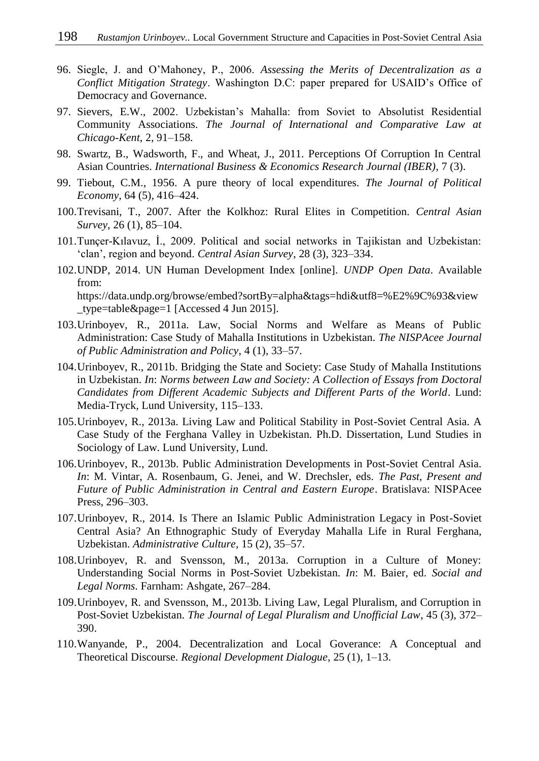96. Siegle, J. and O'Mahoney, P., 2006. *Assessing the Merits of Decentralization as a Conflict Mitigation Strategy*. Washington D.C: paper prepared for USAID's Office of Democracy and Governance.
97. Sievers, E.W., 2002. Uzbekistan's Mahalla: from Soviet to Absolutist Residential Community Associations. *The Journal of International and Comparative Law at Chicago-Kent*, 2, 91–158.
98. Swartz, B., Wadsworth, F., and Wheat, J., 2011. Perceptions Of Corruption In Central Asian Countries. *International Business & Economics Research Journal (IBER)*, 7 (3).
99. Tiebout, C.M., 1956. A pure theory of local expenditures. *The Journal of Political Economy*, 64 (5), 416–424.
100. Trevisani, T., 2007. After the Kolkhoz: Rural Elites in Competition. *Central Asian Survey*, 26 (1), 85–104.
101. Tunçer-Kılavuz, İ., 2009. Political and social networks in Tajikistan and Uzbekistan: 'clan', region and beyond. *Central Asian Survey*, 28 (3), 323–334.
102. UNDP, 2014. UN Human Development Index [online]. *UNDP Open Data*. Available from: https://data.undp.org/browse/embed?sortBy=alpha&tags=hdi&utf8=%E2%9C%93&view_type=table&page=1 [Accessed 4 Jun 2015].
103. Urinboyev, R., 2011a. Law, Social Norms and Welfare as Means of Public Administration: Case Study of Mahalla Institutions in Uzbekistan. *The NISPAcee Journal of Public Administration and Policy*, 4 (1), 33–57.
104. Urinboyev, R., 2011b. Bridging the State and Society: Case Study of Mahalla Institutions in Uzbekistan. *In*: *Norms between Law and Society: A Collection of Essays from Doctoral Candidates from Different Academic Subjects and Different Parts of the World*. Lund: Media-Tryck, Lund University, 115–133.
105. Urinboyev, R., 2013a. Living Law and Political Stability in Post-Soviet Central Asia. A Case Study of the Ferghana Valley in Uzbekistan. Ph.D. Dissertation, Lund Studies in Sociology of Law. Lund University, Lund.
106. Urinboyev, R., 2013b. Public Administration Developments in Post-Soviet Central Asia. *In*: M. Vintar, A. Rosenbaum, G. Jenei, and W. Drechsler, eds. *The Past, Present and Future of Public Administration in Central and Eastern Europe*. Bratislava: NISPAcee Press, 296–303.
107. Urinboyev, R., 2014. Is There an Islamic Public Administration Legacy in Post-Soviet Central Asia? An Ethnographic Study of Everyday Mahalla Life in Rural Ferghana, Uzbekistan. *Administrative Culture*, 15 (2), 35–57.
108. Urinboyev, R. and Svensson, M., 2013a. Corruption in a Culture of Money: Understanding Social Norms in Post-Soviet Uzbekistan. *In*: M. Baier, ed. *Social and Legal Norms*. Farnham: Ashgate, 267–284.
109. Urinboyev, R. and Svensson, M., 2013b. Living Law, Legal Pluralism, and Corruption in Post-Soviet Uzbekistan. *The Journal of Legal Pluralism and Unofficial Law*, 45 (3), 372–390.
110. Wanyande, P., 2004. Decentralization and Local Goverance: A Conceptual and Theoretical Discourse. *Regional Development Dialogue*, 25 (1), 1–13.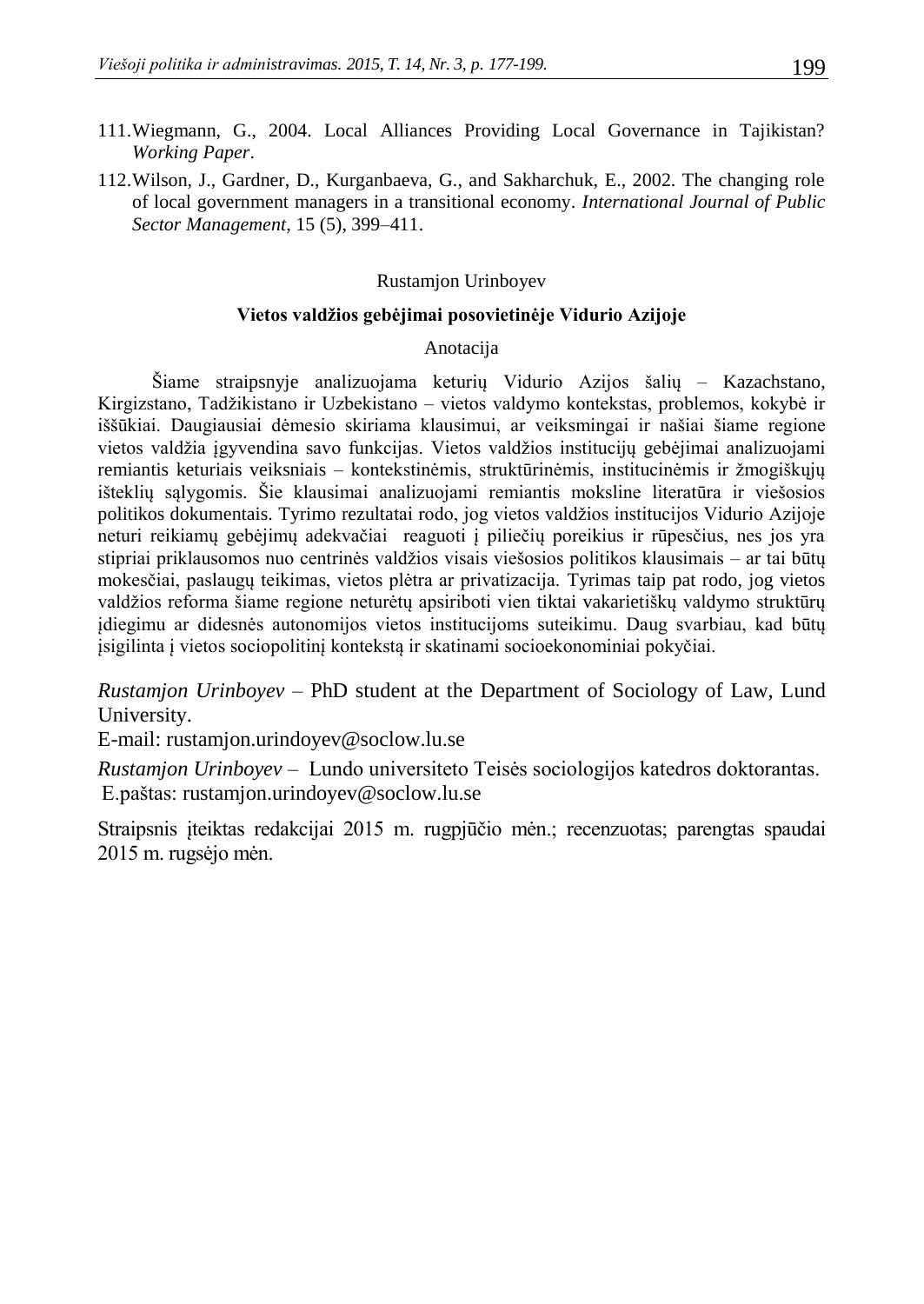111. Wiegmann, G., 2004. Local Alliances Providing Local Governance in Tajikistan? *Working Paper*.

112. Wilson, J., Gardner, D., Kurganbaeva, G., and Sakharchuk, E., 2002. The changing role of local government managers in a transitional economy. *International Journal of Public Sector Management*, 15 (5), 399–411.

Rustamjon Urinboyev

**Vietos valdžios gebėjimai posovietinėje Vidurio Azijoje**

Anotacija

Šiame straipsnyje analizuojama keturių Vidurio Azijos šalių – Kazachstano, Kirgizstano, Tadžikistano ir Uzbekistano – vietos valdymo kontekstas, problemos, kokybė ir iššūkiai. Daugiausiai dėmesio skiriama klausimui, ar veiksmingai ir našiai šiame regione vietos valdžia įgyvendina savo funkcijas. Vietos valdžios institucijų gebėjimai analizuojami remiantis keturiais veiksniais – kontekstinėmis, struktūrinėmis, institucinėmis ir žmogiškųjų išteklių sąlygomis. Šie klausimai analizuojami remiantis moksline literatūra ir viešosios politikos dokumentais. Tyrimo rezultatai rodo, jog vietos valdžios institucijos Vidurio Azijoje neturi reikiamų gebėjimų adekvačiai reaguoti į piliečių poreikius ir rūpesčius, nes jos yra stipriai priklausomos nuo centrinės valdžios visais viešosios politikos klausimais – ar tai būtų mokesčiai, paslaugų teikimas, vietos plėtra ar privatizacija. Tyrimas taip pat rodo, jog vietos valdžios reforma šiame regione neturėtų apsiriboti vien tiktai vakarietiškų valdymo struktūrų įdiegimu ar didesnės autonomijos vietos institucijoms suteikimu. Daug svarbiau, kad būtų įsigilinta į vietos sociopolitinį kontekstą ir skatinami socioekonominiai pokyčiai.

*Rustamjon Urinboyev* – PhD student at the Department of Sociology of Law, Lund University.
E-mail: rustamjon.urindoyev@soclow.lu.se

*Rustamjon Urinboyev* – Lundo universiteto Teisės sociologijos katedros doktorantas.
E.paštas: rustamjon.urindoyev@soclow.lu.se

Straipsnis įteiktas redakcijai 2015 m. rugpjūčio mėn.; recenzuotas; parengtas spaudai 2015 m. rugsėjo mėn.